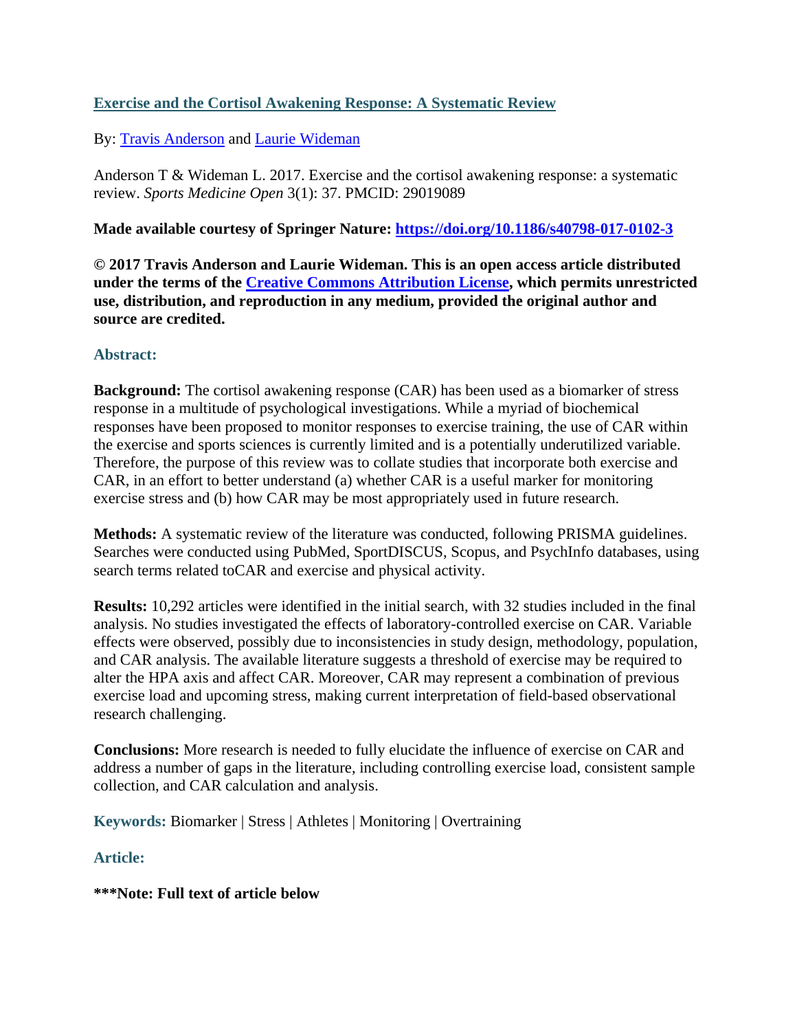# Exercise and the Cortisol Awakening Response: A Systematic Review

By: Travis Anderson and Laurie Wideman

Anderson T & Wideman L. 2017. Exercise and the cortisol awakening response: a systematic review. *Sports Medicine Open* 3(1): 37. PMCID: 29019089

**Made available courtesy of Springer Nature: https://doi.org/10.1186/s40798-017-0102-3**

**© 2017 Travis Anderson and Laurie Wideman. This is an open access article distributed under the terms of the Creative Commons Attribution License, which permits unrestricted use, distribution, and reproduction in any medium, provided the original author and source are credited.**

## Abstract:

**Background:** The cortisol awakening response (CAR) has been used as a biomarker of stress response in a multitude of psychological investigations. While a myriad of biochemical responses have been proposed to monitor responses to exercise training, the use of CAR within the exercise and sports sciences is currently limited and is a potentially underutilized variable. Therefore, the purpose of this review was to collate studies that incorporate both exercise and CAR, in an effort to better understand (a) whether CAR is a useful marker for monitoring exercise stress and (b) how CAR may be most appropriately used in future research.

**Methods:** A systematic review of the literature was conducted, following PRISMA guidelines. Searches were conducted using PubMed, SportDISCUS, Scopus, and PsychInfo databases, using search terms related toCAR and exercise and physical activity.

**Results:** 10,292 articles were identified in the initial search, with 32 studies included in the final analysis. No studies investigated the effects of laboratory-controlled exercise on CAR. Variable effects were observed, possibly due to inconsistencies in study design, methodology, population, and CAR analysis. The available literature suggests a threshold of exercise may be required to alter the HPA axis and affect CAR. Moreover, CAR may represent a combination of previous exercise load and upcoming stress, making current interpretation of field-based observational research challenging.

**Conclusions:** More research is needed to fully elucidate the influence of exercise on CAR and address a number of gaps in the literature, including controlling exercise load, consistent sample collection, and CAR calculation and analysis.

**Keywords:** Biomarker | Stress | Athletes | Monitoring | Overtraining

## Article:

**\*\*\*Note: Full text of article below**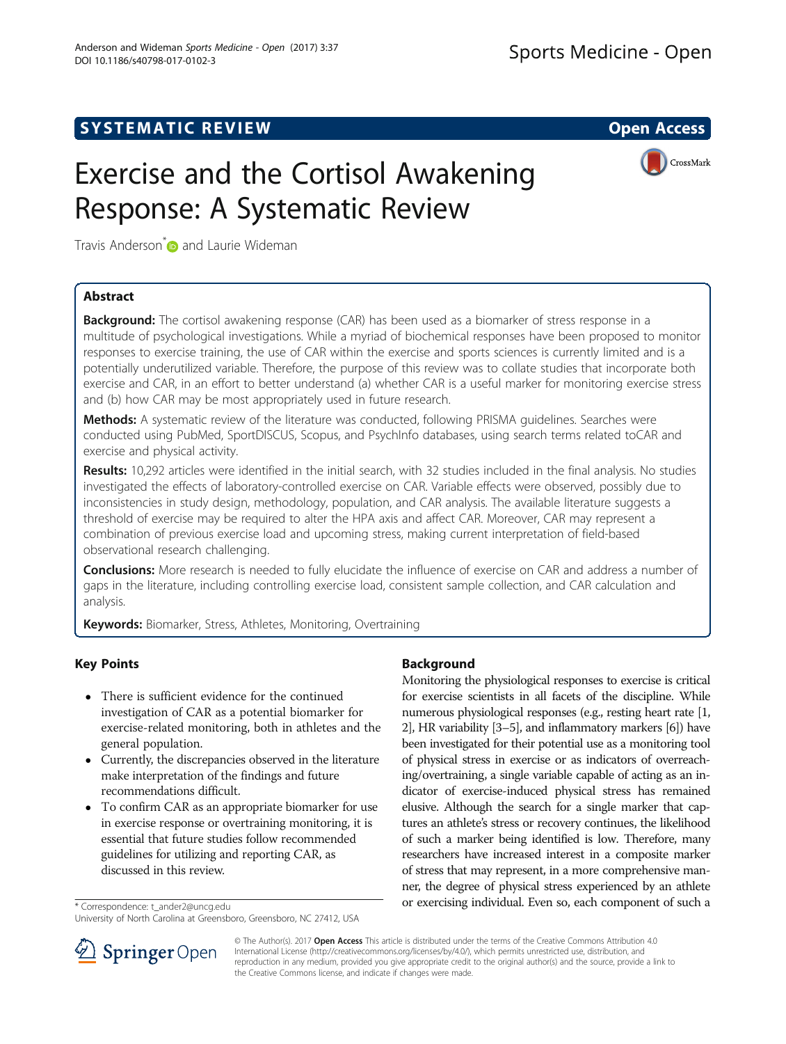# Exercise and the Cortisol Awakening Response: A Systematic Review

Travis Anderson* and Laurie Wideman

## Abstract

**Background:** The cortisol awakening response (CAR) has been used as a biomarker of stress response in a multitude of psychological investigations. While a myriad of biochemical responses have been proposed to monitor responses to exercise training, the use of CAR within the exercise and sports sciences is currently limited and is a potentially underutilized variable. Therefore, the purpose of this review was to collate studies that incorporate both exercise and CAR, in an effort to better understand (a) whether CAR is a useful marker for monitoring exercise stress and (b) how CAR may be most appropriately used in future research.

**Methods:** A systematic review of the literature was conducted, following PRISMA guidelines. Searches were conducted using PubMed, SportDISCUS, Scopus, and PsychInfo databases, using search terms related toCAR and exercise and physical activity.

**Results:** 10,292 articles were identified in the initial search, with 32 studies included in the final analysis. No studies investigated the effects of laboratory-controlled exercise on CAR. Variable effects were observed, possibly due to inconsistencies in study design, methodology, population, and CAR analysis. The available literature suggests a threshold of exercise may be required to alter the HPA axis and affect CAR. Moreover, CAR may represent a combination of previous exercise load and upcoming stress, making current interpretation of field-based observational research challenging.

**Conclusions:** More research is needed to fully elucidate the influence of exercise on CAR and address a number of gaps in the literature, including controlling exercise load, consistent sample collection, and CAR calculation and analysis.

**Keywords:** Biomarker, Stress, Athletes, Monitoring, Overtraining

## Key Points

- There is sufficient evidence for the continued investigation of CAR as a potential biomarker for exercise-related monitoring, both in athletes and the general population.
- Currently, the discrepancies observed in the literature make interpretation of the findings and future recommendations difficult.
- To confirm CAR as an appropriate biomarker for use in exercise response or overtraining monitoring, it is essential that future studies follow recommended guidelines for utilizing and reporting CAR, as discussed in this review.

## Background

Monitoring the physiological responses to exercise is critical for exercise scientists in all facets of the discipline. While numerous physiological responses (e.g., resting heart rate [1, 2], HR variability [3–5], and inflammatory markers [6]) have been investigated for their potential use as a monitoring tool of physical stress in exercise or as indicators of overreaching/overtraining, a single variable capable of acting as an indicator of exercise-induced physical stress has remained elusive. Although the search for a single marker that captures an athlete's stress or recovery continues, the likelihood of such a marker being identified is low. Therefore, many researchers have increased interest in a composite marker of stress that may represent, in a more comprehensive manner, the degree of physical stress experienced by an athlete or exercising individual. Even so, each component of such a

\* Correspondence: t_ander2@uncg.edu
University of North Carolina at Greensboro, Greensboro, NC 27412, USA

© The Author(s). 2017 **Open Access** This article is distributed under the terms of the Creative Commons Attribution 4.0 International License (http://creativecommons.org/licenses/by/4.0/), which permits unrestricted use, distribution, and reproduction in any medium, provided you give appropriate credit to the original author(s) and the source, provide a link to the Creative Commons license, and indicate if changes were made.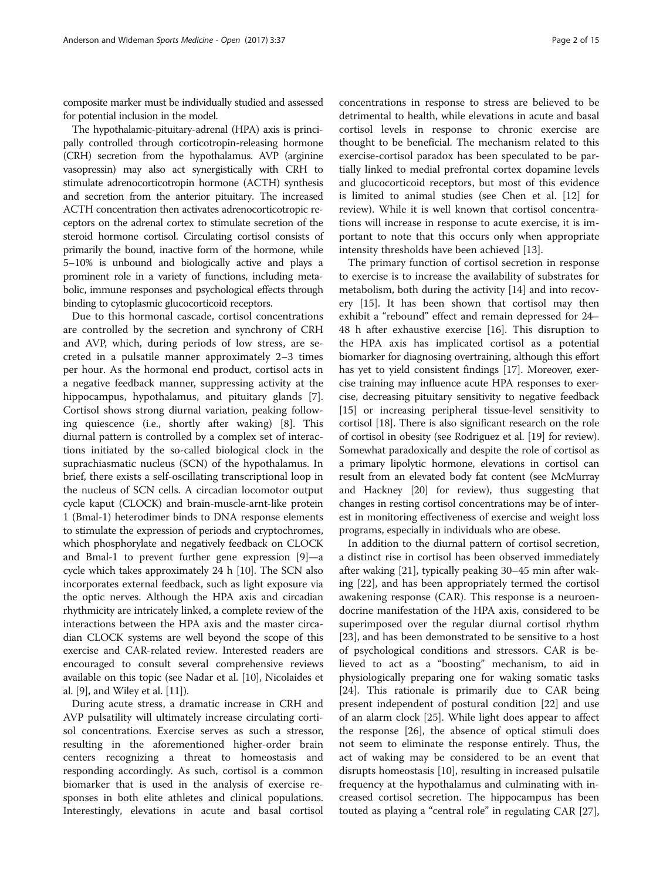composite marker must be individually studied and assessed for potential inclusion in the model.

The hypothalamic-pituitary-adrenal (HPA) axis is principally controlled through corticotropin-releasing hormone (CRH) secretion from the hypothalamus. AVP (arginine vasopressin) may also act synergistically with CRH to stimulate adrenocorticotropin hormone (ACTH) synthesis and secretion from the anterior pituitary. The increased ACTH concentration then activates adrenocorticotropic receptors on the adrenal cortex to stimulate secretion of the steroid hormone cortisol. Circulating cortisol consists of primarily the bound, inactive form of the hormone, while 5–10% is unbound and biologically active and plays a prominent role in a variety of functions, including metabolic, immune responses and psychological effects through binding to cytoplasmic glucocorticoid receptors.

Due to this hormonal cascade, cortisol concentrations are controlled by the secretion and synchrony of CRH and AVP, which, during periods of low stress, are secreted in a pulsatile manner approximately 2–3 times per hour. As the hormonal end product, cortisol acts in a negative feedback manner, suppressing activity at the hippocampus, hypothalamus, and pituitary glands [7]. Cortisol shows strong diurnal variation, peaking following quiescence (i.e., shortly after waking) [8]. This diurnal pattern is controlled by a complex set of interactions initiated by the so-called biological clock in the suprachiasmatic nucleus (SCN) of the hypothalamus. In brief, there exists a self-oscillating transcriptional loop in the nucleus of SCN cells. A circadian locomotor output cycle kaput (CLOCK) and brain-muscle-arnt-like protein 1 (Bmal-1) heterodimer binds to DNA response elements to stimulate the expression of periods and cryptochromes, which phosphorylate and negatively feedback on CLOCK and Bmal-1 to prevent further gene expression [9]—a cycle which takes approximately 24 h [10]. The SCN also incorporates external feedback, such as light exposure via the optic nerves. Although the HPA axis and circadian rhythmicity are intricately linked, a complete review of the interactions between the HPA axis and the master circadian CLOCK systems are well beyond the scope of this exercise and CAR-related review. Interested readers are encouraged to consult several comprehensive reviews available on this topic (see Nadar et al. [10], Nicolaides et al. [9], and Wiley et al. [11]).

During acute stress, a dramatic increase in CRH and AVP pulsatility will ultimately increase circulating cortisol concentrations. Exercise serves as such a stressor, resulting in the aforementioned higher-order brain centers recognizing a threat to homeostasis and responding accordingly. As such, cortisol is a common biomarker that is used in the analysis of exercise responses in both elite athletes and clinical populations. Interestingly, elevations in acute and basal cortisol concentrations in response to stress are believed to be detrimental to health, while elevations in acute and basal cortisol levels in response to chronic exercise are thought to be beneficial. The mechanism related to this exercise-cortisol paradox has been speculated to be partially linked to medial prefrontal cortex dopamine levels and glucocorticoid receptors, but most of this evidence is limited to animal studies (see Chen et al. [12] for review). While it is well known that cortisol concentrations will increase in response to acute exercise, it is important to note that this occurs only when appropriate intensity thresholds have been achieved [13].

The primary function of cortisol secretion in response to exercise is to increase the availability of substrates for metabolism, both during the activity [14] and into recovery [15]. It has been shown that cortisol may then exhibit a "rebound" effect and remain depressed for 24–48 h after exhaustive exercise [16]. This disruption to the HPA axis has implicated cortisol as a potential biomarker for diagnosing overtraining, although this effort has yet to yield consistent findings [17]. Moreover, exercise training may influence acute HPA responses to exercise, decreasing pituitary sensitivity to negative feedback [15] or increasing peripheral tissue-level sensitivity to cortisol [18]. There is also significant research on the role of cortisol in obesity (see Rodriguez et al. [19] for review). Somewhat paradoxically and despite the role of cortisol as a primary lipolytic hormone, elevations in cortisol can result from an elevated body fat content (see McMurray and Hackney [20] for review), thus suggesting that changes in resting cortisol concentrations may be of interest in monitoring effectiveness of exercise and weight loss programs, especially in individuals who are obese.

In addition to the diurnal pattern of cortisol secretion, a distinct rise in cortisol has been observed immediately after waking [21], typically peaking 30–45 min after waking [22], and has been appropriately termed the cortisol awakening response (CAR). This response is a neuroendocrine manifestation of the HPA axis, considered to be superimposed over the regular diurnal cortisol rhythm [23], and has been demonstrated to be sensitive to a host of psychological conditions and stressors. CAR is believed to act as a "boosting" mechanism, to aid in physiologically preparing one for waking somatic tasks [24]. This rationale is primarily due to CAR being present independent of postural condition [22] and use of an alarm clock [25]. While light does appear to affect the response [26], the absence of optical stimuli does not seem to eliminate the response entirely. Thus, the act of waking may be considered to be an event that disrupts homeostasis [10], resulting in increased pulsatile frequency at the hypothalamus and culminating with increased cortisol secretion. The hippocampus has been touted as playing a "central role" in regulating CAR [27],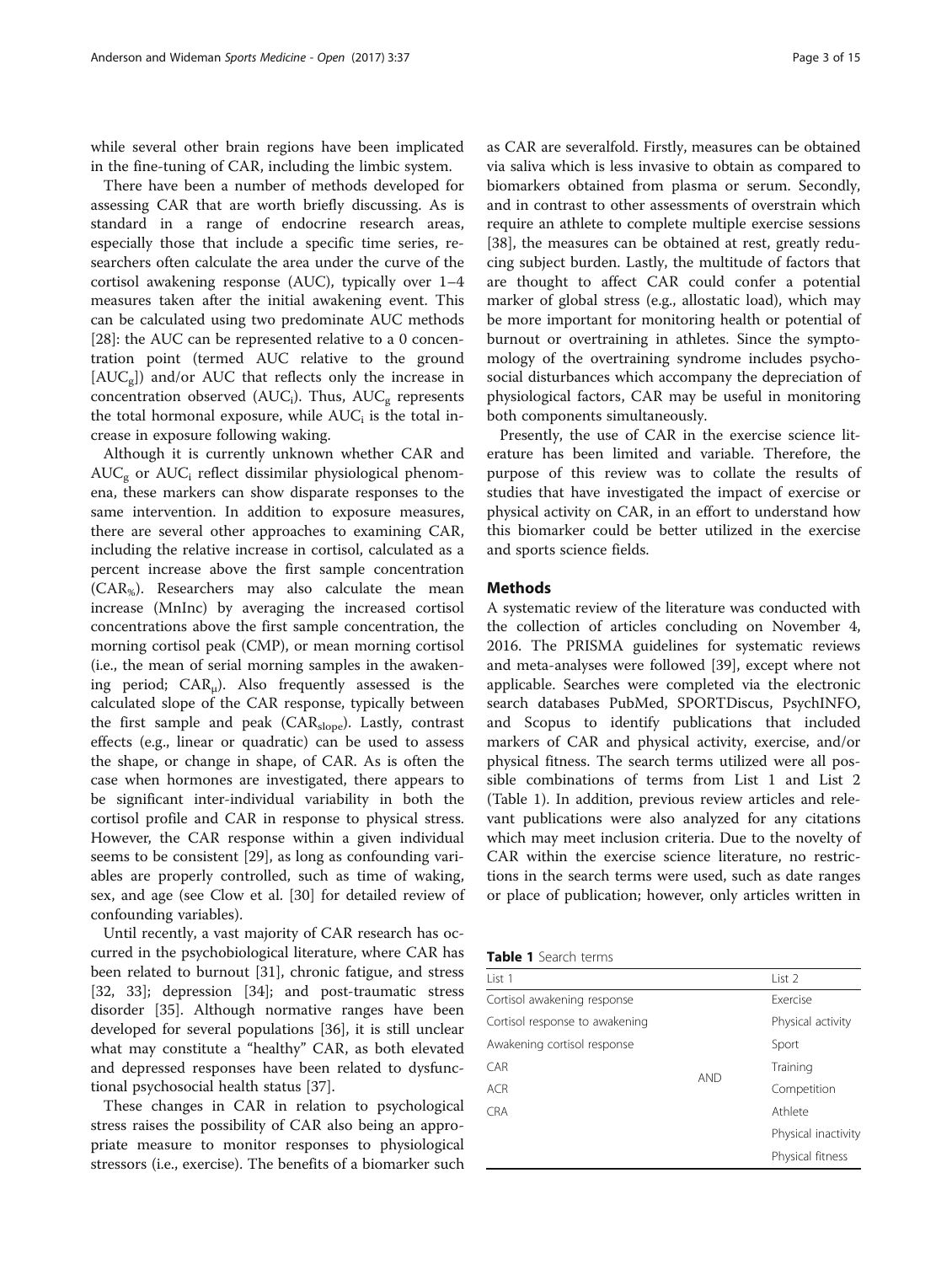while several other brain regions have been implicated in the fine-tuning of CAR, including the limbic system.

There have been a number of methods developed for assessing CAR that are worth briefly discussing. As is standard in a range of endocrine research areas, especially those that include a specific time series, researchers often calculate the area under the curve of the cortisol awakening response (AUC), typically over 1–4 measures taken after the initial awakening event. This can be calculated using two predominate AUC methods [28]: the AUC can be represented relative to a 0 concentration point (termed AUC relative to the ground [$AUC_g$]) and/or AUC that reflects only the increase in concentration observed ($AUC_i$). Thus, $AUC_g$ represents the total hormonal exposure, while $AUC_i$ is the total increase in exposure following waking.

Although it is currently unknown whether CAR and $AUC_g$ or $AUC_i$ reflect dissimilar physiological phenomena, these markers can show disparate responses to the same intervention. In addition to exposure measures, there are several other approaches to examining CAR, including the relative increase in cortisol, calculated as a percent increase above the first sample concentration ($CAR_{\%}$). Researchers may also calculate the mean increase (MnInc) by averaging the increased cortisol concentrations above the first sample concentration, the morning cortisol peak (CMP), or mean morning cortisol (i.e., the mean of serial morning samples in the awakening period; $CAR_{\mu}$). Also frequently assessed is the calculated slope of the CAR response, typically between the first sample and peak ($CAR_{slope}$). Lastly, contrast effects (e.g., linear or quadratic) can be used to assess the shape, or change in shape, of CAR. As is often the case when hormones are investigated, there appears to be significant inter-individual variability in both the cortisol profile and CAR in response to physical stress. However, the CAR response within a given individual seems to be consistent [29], as long as confounding variables are properly controlled, such as time of waking, sex, and age (see Clow et al. [30] for detailed review of confounding variables).

Until recently, a vast majority of CAR research has occurred in the psychobiological literature, where CAR has been related to burnout [31], chronic fatigue, and stress [32, 33]; depression [34]; and post-traumatic stress disorder [35]. Although normative ranges have been developed for several populations [36], it is still unclear what may constitute a "healthy" CAR, as both elevated and depressed responses have been related to dysfunctional psychosocial health status [37].

These changes in CAR in relation to psychological stress raises the possibility of CAR also being an appropriate measure to monitor responses to physiological stressors (i.e., exercise). The benefits of a biomarker such as CAR are severalfold. Firstly, measures can be obtained via saliva which is less invasive to obtain as compared to biomarkers obtained from plasma or serum. Secondly, and in contrast to other assessments of overstrain which require an athlete to complete multiple exercise sessions [38], the measures can be obtained at rest, greatly reducing subject burden. Lastly, the multitude of factors that are thought to affect CAR could confer a potential marker of global stress (e.g., allostatic load), which may be more important for monitoring health or potential of burnout or overtraining in athletes. Since the symptomology of the overtraining syndrome includes psychosocial disturbances which accompany the depreciation of physiological factors, CAR may be useful in monitoring both components simultaneously.

Presently, the use of CAR in the exercise science literature has been limited and variable. Therefore, the purpose of this review was to collate the results of studies that have investigated the impact of exercise or physical activity on CAR, in an effort to understand how this biomarker could be better utilized in the exercise and sports science fields.

## Methods

A systematic review of the literature was conducted with the collection of articles concluding on November 4, 2016. The PRISMA guidelines for systematic reviews and meta-analyses were followed [39], except where not applicable. Searches were completed via the electronic search databases PubMed, SPORTDiscus, PsychINFO, and Scopus to identify publications that included markers of CAR and physical activity, exercise, and/or physical fitness. The search terms utilized were all possible combinations of terms from List 1 and List 2 (Table 1). In addition, previous review articles and relevant publications were also analyzed for any citations which may meet inclusion criteria. Due to the novelty of CAR within the exercise science literature, no restrictions in the search terms were used, such as date ranges or place of publication; however, only articles written in

**Table 1** Search terms

| List 1 | | List 2 |
|---|---|---|
| Cortisol awakening response | | Exercise |
| Cortisol response to awakening | | Physical activity |
| Awakening cortisol response | | Sport |
| CAR | AND | Training |
| ACR | | Competition |
| CRA | | Athlete |
| | | Physical inactivity |
| | | Physical fitness |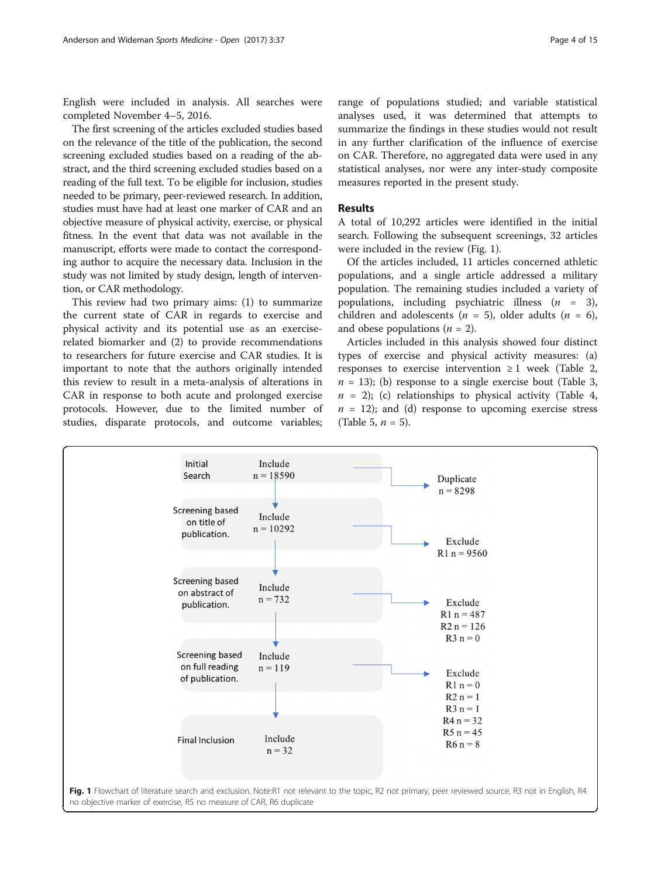English were included in analysis. All searches were completed November 4–5, 2016.

The first screening of the articles excluded studies based on the relevance of the title of the publication, the second screening excluded studies based on a reading of the abstract, and the third screening excluded studies based on a reading of the full text. To be eligible for inclusion, studies needed to be primary, peer-reviewed research. In addition, studies must have had at least one marker of CAR and an objective measure of physical activity, exercise, or physical fitness. In the event that data was not available in the manuscript, efforts were made to contact the corresponding author to acquire the necessary data. Inclusion in the study was not limited by study design, length of intervention, or CAR methodology.

This review had two primary aims: (1) to summarize the current state of CAR in regards to exercise and physical activity and its potential use as an exercise-related biomarker and (2) to provide recommendations to researchers for future exercise and CAR studies. It is important to note that the authors originally intended this review to result in a meta-analysis of alterations in CAR in response to both acute and prolonged exercise protocols. However, due to the limited number of studies, disparate protocols, and outcome variables; range of populations studied; and variable statistical analyses used, it was determined that attempts to summarize the findings in these studies would not result in any further clarification of the influence of exercise on CAR. Therefore, no aggregated data were used in any statistical analyses, nor were any inter-study composite measures reported in the present study.

## Results

A total of 10,292 articles were identified in the initial search. Following the subsequent screenings, 32 articles were included in the review (Fig. 1).

Of the articles included, 11 articles concerned athletic populations, and a single article addressed a military population. The remaining studies included a variety of populations, including psychiatric illness ($n$ = 3), children and adolescents ($n$ = 5), older adults ($n$ = 6), and obese populations ($n$ = 2).

Articles included in this analysis showed four distinct types of exercise and physical activity measures: (a) responses to exercise intervention ≥ 1 week (Table 2, $n$ = 13); (b) response to a single exercise bout (Table 3, $n$ = 2); (c) relationships to physical activity (Table 4, $n$ = 12); and (d) response to upcoming exercise stress (Table 5, $n$ = 5).

| Stage | Include | Exclude |
|---|---|---|
| Initial Search | n = 18590 | Duplicate n = 8298 |
| Screening based on title of publication. | n = 10292 | R1 n = 9560 |
| Screening based on abstract of publication. | n = 732 | R1 n = 487; R2 n = 126; R3 n = 0 |
| Screening based on full reading of publication. | n = 119 | R1 n = 0; R2 n = 1; R3 n = 1; R4 n = 32; R5 n = 45; R6 n = 8 |
| Final Inclusion | n = 32 | |

**Fig. 1** Flowchart of literature search and exclusion. Note:R1 not relevant to the topic, R2 not primary, peer reviewed source, R3 not in English, R4 no objective marker of exercise, R5 no measure of CAR, R6 duplicate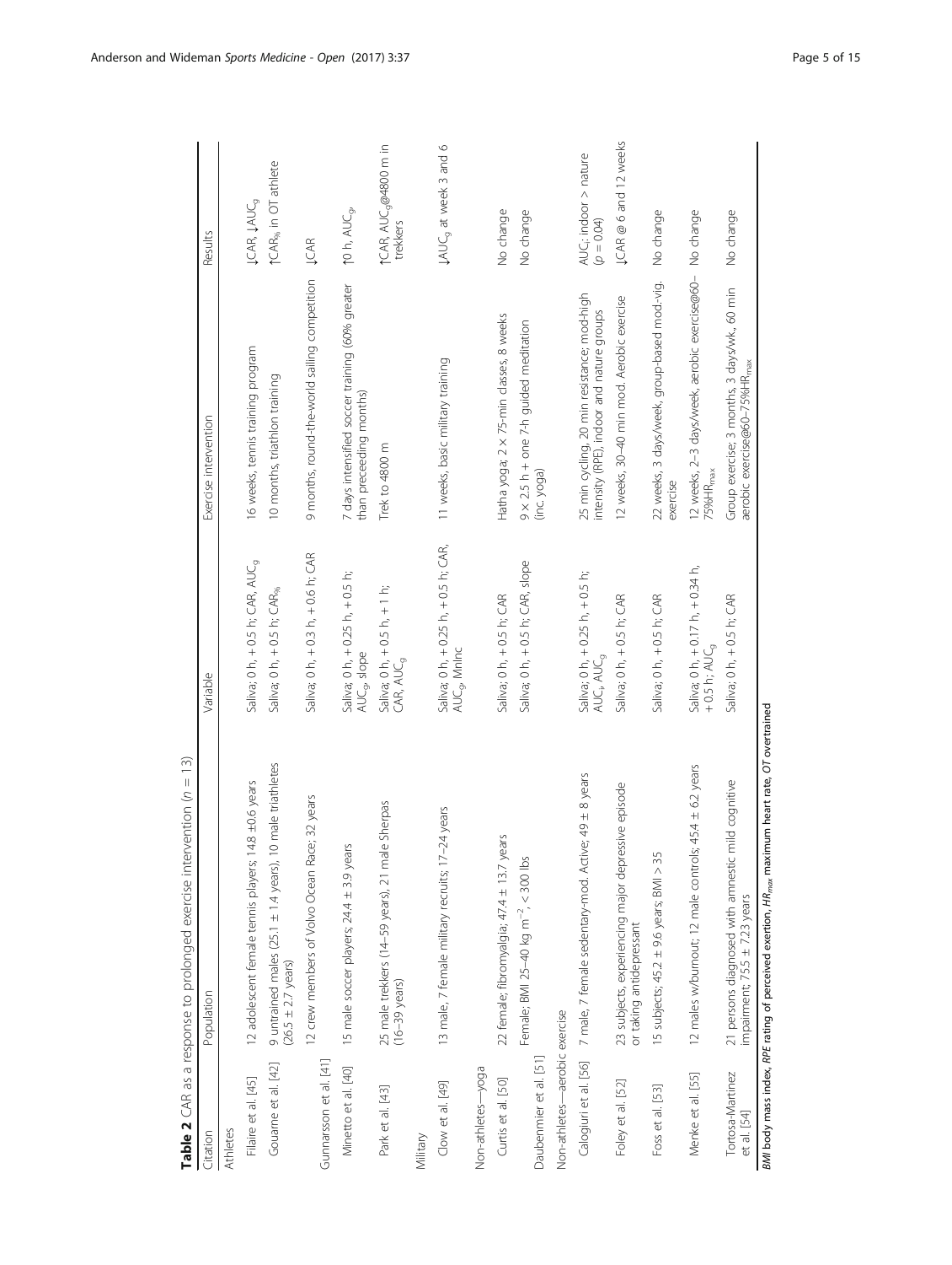**Table 2** CAR as a response to prolonged exercise intervention ($n = 13$)

| Citation | Population | Variable | Exercise intervention | Results |
|---|---|---|---|---|
| Athletes | | | | |
| Filaire et al. [45] | 12 adolescent female tennis players; 14.8 ±0.6 years | Saliva; 0 h, + 0.5 h; CAR, $AUC_g$ | 16 weeks, tennis training program | ↓CAR, ↓$AUC_g$ |
| Gouarne et al. [42] | 9 untrained males (25.1 ± 1.4 years), 10 male triathletes (26.5 ± 2.7 years) | Saliva; 0 h, + 0.5 h; $CAR_{\%}$ | 10 months, triathlon training | ↑$CAR_{\%}$ in OT athlete |
| Gunnarsson et al. [41] | 12 crew members of Volvo Ocean Race; 32 years | Saliva; 0 h, + 0.3 h, + 0.6 h; CAR | 9 months, round-the-world sailing competition | ↓CAR |
| Minetto et al. [40] | 15 male soccer players; 24.4 ± 3.9 years | Saliva; 0 h, + 0.25 h, + 0.5 h; $AUC_g$, slope | 7 days intensified soccer training (60% greater than preceeding months) | ↑0 h, $AUC_g$ |
| Park et al. [43] | 25 male trekkers (14–59 years), 21 male Sherpas (16–39 years) | Saliva; 0 h, + 0.5 h, + 1 h; CAR, $AUC_g$ | Trek to 4800 m | ↑CAR, $AUC_g$@4800 m in trekkers |
| Military | | | | |
| Clow et al. [49] | 13 male, 7 female military recruits; 17–24 years | Saliva; 0 h, + 0.25 h, + 0.5 h; CAR, $AUC_g$, MnInc | 11 weeks, basic military training | ↓$AUC_g$ at week 3 and 6 |
| Non-athletes—yoga | | | | |
| Curtis et al. [50] | 22 female; fibromyalgia; 47.4 ± 13.7 years | Saliva; 0 h, + 0.5 h; CAR | Hatha yoga; 2 × 75-min classes, 8 weeks | No change |
| Daubenmier et al. [51] | Female; BMI 25–40 kg m$^{-2}$, < 300 lbs | Saliva; 0 h, + 0.5 h; CAR, slope | 9 × 2.5 h + one 7-h guided meditation (inc. yoga) | No change |
| Non-athletes—aerobic exercise | | | | |
| Calogiuri et al. [56] | 7 male, 7 female sedentary-mod. Active; 49 ± 8 years | Saliva; 0 h, + 0.25 h, + 0.5 h; $AUC_i$, $AUC_g$ | 25 min cycling, 20 min resistance; mod-high intensity (RPE), indoor and nature groups | $AUC_i$: indoor > nature ($p = 0.04$) |
| Foley et al. [52] | 23 subjects, experiencing major depressive episode or taking antidepressant | Saliva; 0 h, + 0.5 h; CAR | 12 weeks, 30–40 min mod. Aerobic exercise | ↓CAR @ 6 and 12 weeks |
| Foss et al. [53] | 15 subjects; 45.2 ± 9.6 years; BMI > 35 | Saliva; 0 h, + 0.5 h; CAR | 22 weeks, 3 days/week, group-based mod-vig. exercise | No change |
| Menke et al. [55] | 12 males w/burnout; 12 male controls; 45.4 ± 6.2 years | Saliva; 0 h, + 0.17 h, + 0.34 h, + 0.5 h; $AUC_g$ | 12 weeks, 2–3 days/week, aerobic exercise@60–75%$HR_{max}$ | No change |
| Tortosa-Martinez et al. [54] | 21 persons diagnosed with amnestic mild cognitive impairment; 75.5 ± 7.23 years | Saliva; 0 h, + 0.5 h; CAR | Group exercise; 3 months, 3 days/wk., 60 min aerobic exercise@60–75%$HR_{max}$ | No change |

*BMI* body mass index, *RPE* rating of perceived exertion, $HR_{max}$ maximum heart rate, *OT* overtrained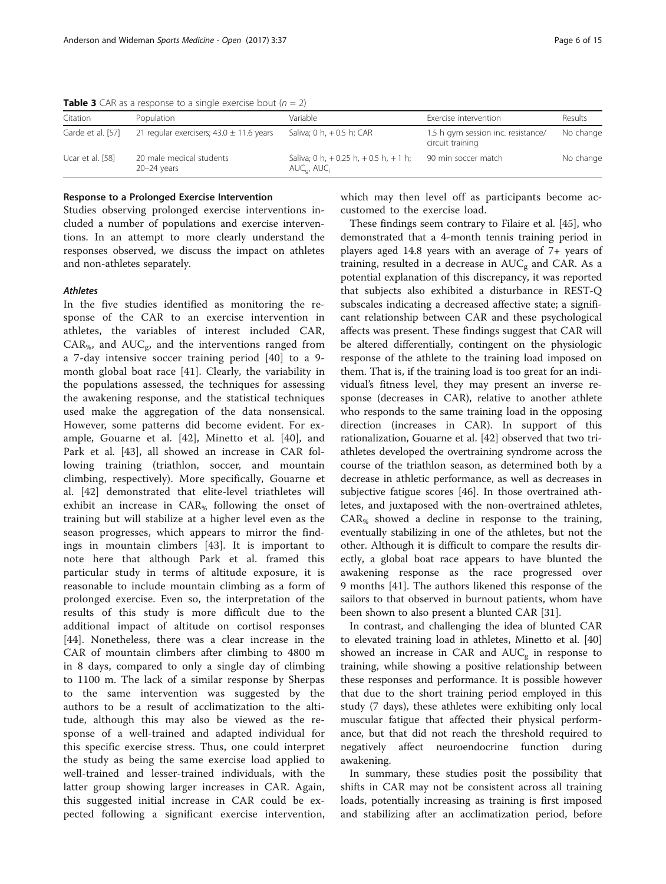**Table 3** CAR as a response to a single exercise bout ($n = 2$)

| Citation | Population | Variable | Exercise intervention | Results |
|---|---|---|---|---|
| Garde et al. [57] | 21 regular exercisers; 43.0 ± 11.6 years | Saliva; 0 h, + 0.5 h; CAR | 1.5 h gym session inc. resistance/ circuit training | No change |
| Ucar et al. [58] | 20 male medical students 20–24 years | Saliva; 0 h, + 0.25 h, + 0.5 h, + 1 h; $AUC_g$, $AUC_i$ | 90 min soccer match | No change |

#### Response to a Prolonged Exercise Intervention

Studies observing prolonged exercise interventions included a number of populations and exercise interventions. In an attempt to more clearly understand the responses observed, we discuss the impact on athletes and non-athletes separately.

##### *Athletes*

In the five studies identified as monitoring the response of the CAR to an exercise intervention in athletes, the variables of interest included CAR, $CAR_{\%}$, and $AUC_g$, and the interventions ranged from a 7-day intensive soccer training period [40] to a 9-month global boat race [41]. Clearly, the variability in the populations assessed, the techniques for assessing the awakening response, and the statistical techniques used make the aggregation of the data nonsensical. However, some patterns did become evident. For example, Gouarne et al. [42], Minetto et al. [40], and Park et al. [43], all showed an increase in CAR following training (triathlon, soccer, and mountain climbing, respectively). More specifically, Gouarne et al. [42] demonstrated that elite-level triathletes will exhibit an increase in $CAR_{\%}$ following the onset of training but will stabilize at a higher level even as the season progresses, which appears to mirror the findings in mountain climbers [43]. It is important to note here that although Park et al. framed this particular study in terms of altitude exposure, it is reasonable to include mountain climbing as a form of prolonged exercise. Even so, the interpretation of the results of this study is more difficult due to the additional impact of altitude on cortisol responses [44]. Nonetheless, there was a clear increase in the CAR of mountain climbers after climbing to 4800 m in 8 days, compared to only a single day of climbing to 1100 m. The lack of a similar response by Sherpas to the same intervention was suggested by the authors to be a result of acclimatization to the altitude, although this may also be viewed as the response of a well-trained and adapted individual for this specific exercise stress. Thus, one could interpret the study as being the same exercise load applied to well-trained and lesser-trained individuals, with the latter group showing larger increases in CAR. Again, this suggested initial increase in CAR could be expected following a significant exercise intervention, which may then level off as participants become accustomed to the exercise load.

These findings seem contrary to Filaire et al. [45], who demonstrated that a 4-month tennis training period in players aged 14.8 years with an average of 7+ years of training, resulted in a decrease in $AUC_g$ and CAR. As a potential explanation of this discrepancy, it was reported that subjects also exhibited a disturbance in REST-Q subscales indicating a decreased affective state; a significant relationship between CAR and these psychological affects was present. These findings suggest that CAR will be altered differentially, contingent on the physiologic response of the athlete to the training load imposed on them. That is, if the training load is too great for an individual's fitness level, they may present an inverse response (decreases in CAR), relative to another athlete who responds to the same training load in the opposing direction (increases in CAR). In support of this rationalization, Gouarne et al. [42] observed that two triathletes developed the overtraining syndrome across the course of the triathlon season, as determined both by a decrease in athletic performance, as well as decreases in subjective fatigue scores [46]. In those overtrained athletes, and juxtaposed with the non-overtrained athletes, $CAR_{\%}$ showed a decline in response to the training, eventually stabilizing in one of the athletes, but not the other. Although it is difficult to compare the results directly, a global boat race appears to have blunted the awakening response as the race progressed over 9 months [41]. The authors likened this response of the sailors to that observed in burnout patients, whom have been shown to also present a blunted CAR [31].

In contrast, and challenging the idea of blunted CAR to elevated training load in athletes, Minetto et al. [40] showed an increase in CAR and $AUC_g$ in response to training, while showing a positive relationship between these responses and performance. It is possible however that due to the short training period employed in this study (7 days), these athletes were exhibiting only local muscular fatigue that affected their physical performance, but that did not reach the threshold required to negatively affect neuroendocrine function during awakening.

In summary, these studies posit the possibility that shifts in CAR may not be consistent across all training loads, potentially increasing as training is first imposed and stabilizing after an acclimatization period, before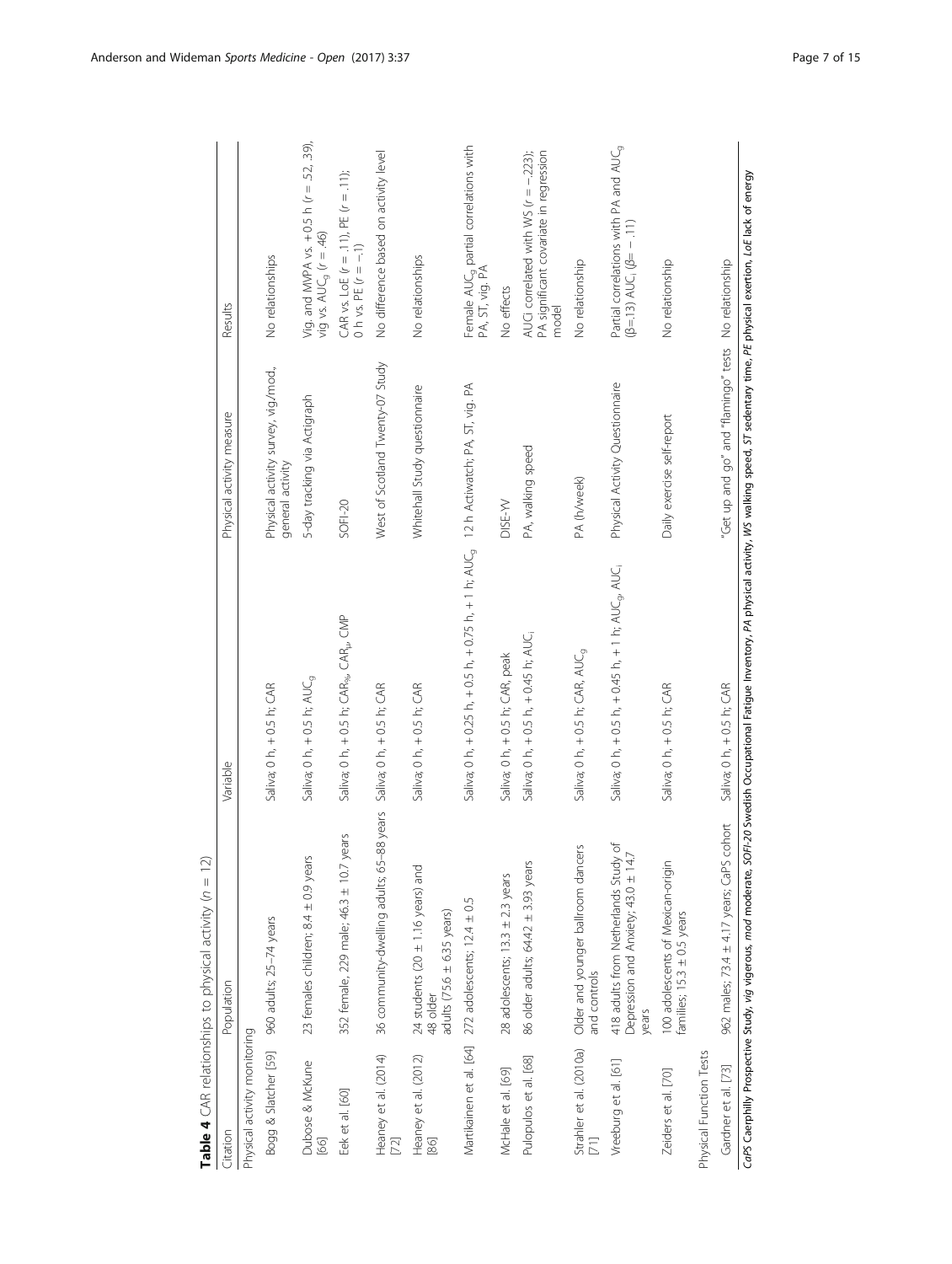**Table 4** CAR relationships to physical activity ($n$ = 12)

| Citation | Population | Variable | Physical activity measure | Results |
|---|---|---|---|---|
| Physical activity monitoring | | | | |
| Bogg & Slatcher [59] | 960 adults; 25–74 years | Saliva; 0 h, + 0.5 h; CAR | Physical activity survey, vig/mod., general activity | No relationships |
| Dubose & McKune [66] | 23 females children; 8.4 ± 0.9 years | Saliva; 0 h, + 0.5 h; $AUC_g$ | 5-day tracking via Actigraph | Vig. and MVPA vs. +0.5 h ($r$ = .52, .39), vig vs. $AUC_g$ ($r$ = .46) |
| Eek et al. [60] | 352 female, 229 male; 46.3 ± 10.7 years | Saliva; 0 h, + 0.5 h; $CAR_{e}$, $CAR_{i}$, CMP | SOFI-20 | CAR vs. LoE ($r$ = .11), PE ($r$ = .11); 0 h vs. PE ($r$ = −.1) |
| Heaney et al. (2014) [72] | 36 community-dwelling adults; 65–88 years | Saliva; 0 h, + 0.5 h; CAR | West of Scotland Twenty-07 Study | No difference based on activity level |
| Heaney et al. (2012) [86] | 24 students (20 ± 1.16 years) and 48 older adults (75.6 ± 6.35 years) | Saliva; 0 h, + 0.5 h; CAR | Whitehall Study questionnaire | No relationships |
| Martikainen et al. [64] | 272 adolescents; 12.4 ± 0.5 | Saliva; 0 h, + 0.25 h, + 0.5 h, + 0.75 h, + 1 h; $AUC_g$ | 12 h Actiwatch; PA, ST, vig. PA | Female $AUC_g$ partial correlations with PA, ST, vig. PA |
| McHale et al. [69] | 28 adolescents; 13.3 ± 2.3 years | Saliva; 0 h, + 0.5 h; CAR, peak | DISE-YV | No effects |
| Pulopulos et al. [68] | 86 older adults; 64.42 ± 3.93 years | Saliva; 0 h, + 0.5 h, + 0.45 h; $AUC_i$ | PA, walking speed | AUCi correlated with WS ($r$ = −.223); PA significant covariate in regression model |
| Strahler et al. (2010a) [71] | Older and younger ballroom dancers and controls | Saliva; 0 h, + 0.5 h; CAR, $AUC_g$ | PA (h/week) | No relationship |
| Vreeburg et al. [61] | 418 adults from Netherlands Study of Depression and Anxiety; 43.0 ± 14.7 years | Saliva; 0 h, + 0.5 h, + 0.45 h, + 1 h; $AUC_g$, $AUC_i$ | Physical Activity Questionnaire | Partial correlations with PA and $AUC_g$ (β=.13) $AUC_i$ (β= −.11) |
| Zeiders et al. [70] | 100 adolescents of Mexican-origin families; 15.3 ± 0.5 years | Saliva; 0 h, + 0.5 h; CAR | Daily exercise self-report | No relationship |
| Physical Function Tests | | | | |
| Gardner et al. [73] | 962 males; 73.4 ± 4.17 years; CaPS cohort | Saliva; 0 h, + 0.5 h; CAR | "Get up and go" and "flamingo" tests | No relationship |

*CaPS* Caerphilly Prospective Study, *vig* vigerous, *mod* moderate, *SOFI-20* Swedish Occupational Fatigue Inventory, *PA* physical activity, *WS* walking speed, *ST* sedentary time, *PE* physical exertion, *LoE* lack of energy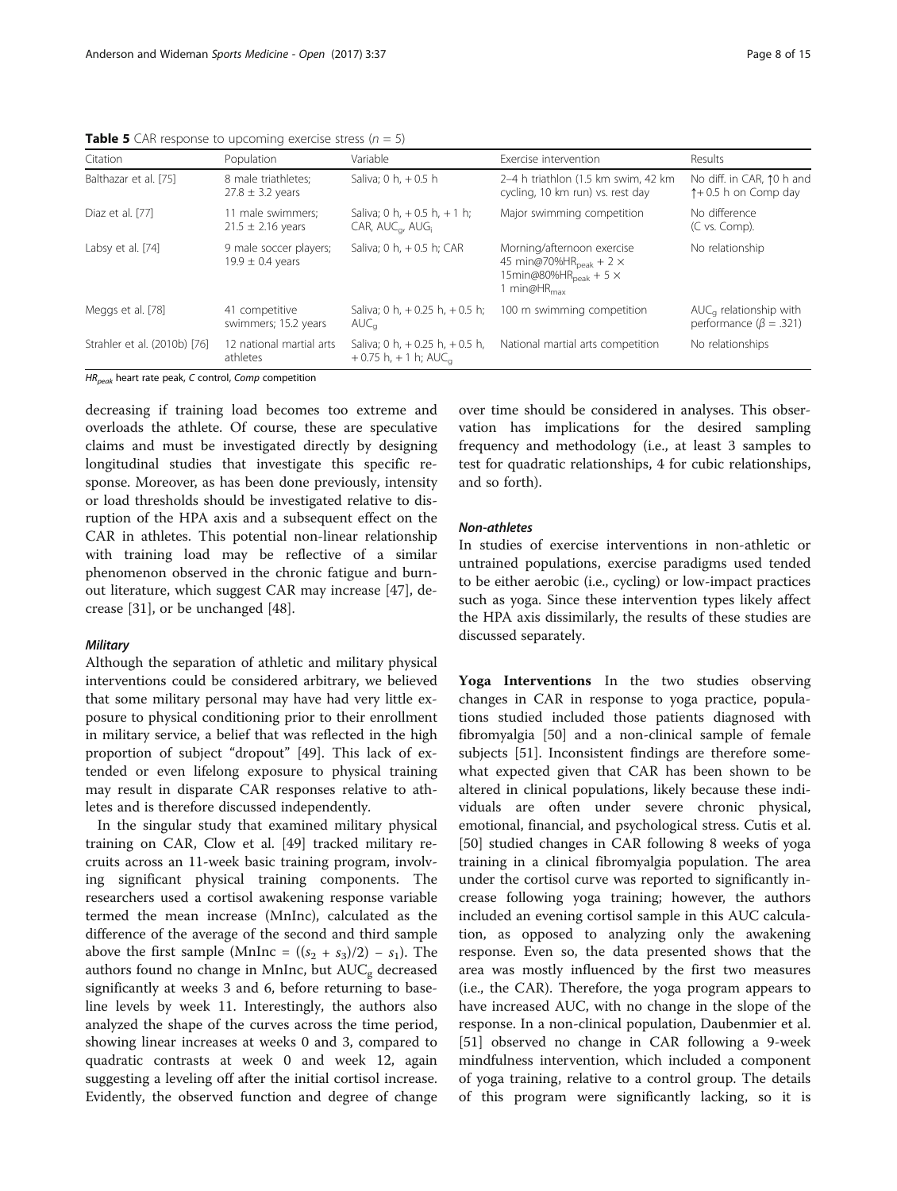**Table 5** CAR response to upcoming exercise stress ($n$ = 5)

| Citation | Population | Variable | Exercise intervention | Results |
|---|---|---|---|---|
| Balthazar et al. [75] | 8 male triathletes; 27.8 ± 3.2 years | Saliva; 0 h, + 0.5 h | 2–4 h triathlon (1.5 km swim, 42 km cycling, 10 km run) vs. rest day | No diff. in CAR, ↑0 h and ↑+ 0.5 h on Comp day |
| Diaz et al. [77] | 11 male swimmers; 21.5 ± 2.16 years | Saliva; 0 h, + 0.5 h, + 1 h; CAR, $AUC_g$, $AUG_i$ | Major swimming competition | No difference (C vs. Comp). |
| Labsy et al. [74] | 9 male soccer players; 19.9 ± 0.4 years | Saliva; 0 h, + 0.5 h; CAR | Morning/afternoon exercise 45 min@70%$HR_{peak}$ + 2 × 15min@80%$HR_{peak}$ + 5 × 1 min@$HR_{max}$ | No relationship |
| Meggs et al. [78] | 41 competitive swimmers; 15.2 years | Saliva; 0 h, + 0.25 h, + 0.5 h; $AUC_g$ | 100 m swimming competition | $AUC_g$ relationship with performance ($\beta$ = .321) |
| Strahler et al. (2010b) [76] | 12 national martial arts athletes | Saliva; 0 h, + 0.25 h, + 0.5 h, + 0.75 h, + 1 h; $AUC_g$ | National martial arts competition | No relationships |

$HR_{peak}$ heart rate peak, *C* control, *Comp* competition

decreasing if training load becomes too extreme and overloads the athlete. Of course, these are speculative claims and must be investigated directly by designing longitudinal studies that investigate this specific response. Moreover, as has been done previously, intensity or load thresholds should be investigated relative to disruption of the HPA axis and a subsequent effect on the CAR in athletes. This potential non-linear relationship with training load may be reflective of a similar phenomenon observed in the chronic fatigue and burnout literature, which suggest CAR may increase [47], decrease [31], or be unchanged [48].

#### *Military*

Although the separation of athletic and military physical interventions could be considered arbitrary, we believed that some military personal may have had very little exposure to physical conditioning prior to their enrollment in military service, a belief that was reflected in the high proportion of subject "dropout" [49]. This lack of extended or even lifelong exposure to physical training may result in disparate CAR responses relative to athletes and is therefore discussed independently.

In the singular study that examined military physical training on CAR, Clow et al. [49] tracked military recruits across an 11-week basic training program, involving significant physical training components. The researchers used a cortisol awakening response variable termed the mean increase (MnInc), calculated as the difference of the average of the second and third sample above the first sample (MnInc = $((s_2 + s_3)/2) - s_1$). The authors found no change in MnInc, but $AUC_g$ decreased significantly at weeks 3 and 6, before returning to baseline levels by week 11. Interestingly, the authors also analyzed the shape of the curves across the time period, showing linear increases at weeks 0 and 3, compared to quadratic contrasts at week 0 and week 12, again suggesting a leveling off after the initial cortisol increase. Evidently, the observed function and degree of change over time should be considered in analyses. This observation has implications for the desired sampling frequency and methodology (i.e., at least 3 samples to test for quadratic relationships, 4 for cubic relationships, and so forth).

#### *Non-athletes*

In studies of exercise interventions in non-athletic or untrained populations, exercise paradigms used tended to be either aerobic (i.e., cycling) or low-impact practices such as yoga. Since these intervention types likely affect the HPA axis dissimilarly, the results of these studies are discussed separately.

**Yoga Interventions** In the two studies observing changes in CAR in response to yoga practice, populations studied included those patients diagnosed with fibromyalgia [50] and a non-clinical sample of female subjects [51]. Inconsistent findings are therefore somewhat expected given that CAR has been shown to be altered in clinical populations, likely because these individuals are often under severe chronic physical, emotional, financial, and psychological stress. Cutis et al. [50] studied changes in CAR following 8 weeks of yoga training in a clinical fibromyalgia population. The area under the cortisol curve was reported to significantly increase following yoga training; however, the authors included an evening cortisol sample in this AUC calculation, as opposed to analyzing only the awakening response. Even so, the data presented shows that the area was mostly influenced by the first two measures (i.e., the CAR). Therefore, the yoga program appears to have increased AUC, with no change in the slope of the response. In a non-clinical population, Daubenmier et al. [51] observed no change in CAR following a 9-week mindfulness intervention, which included a component of yoga training, relative to a control group. The details of this program were significantly lacking, so it is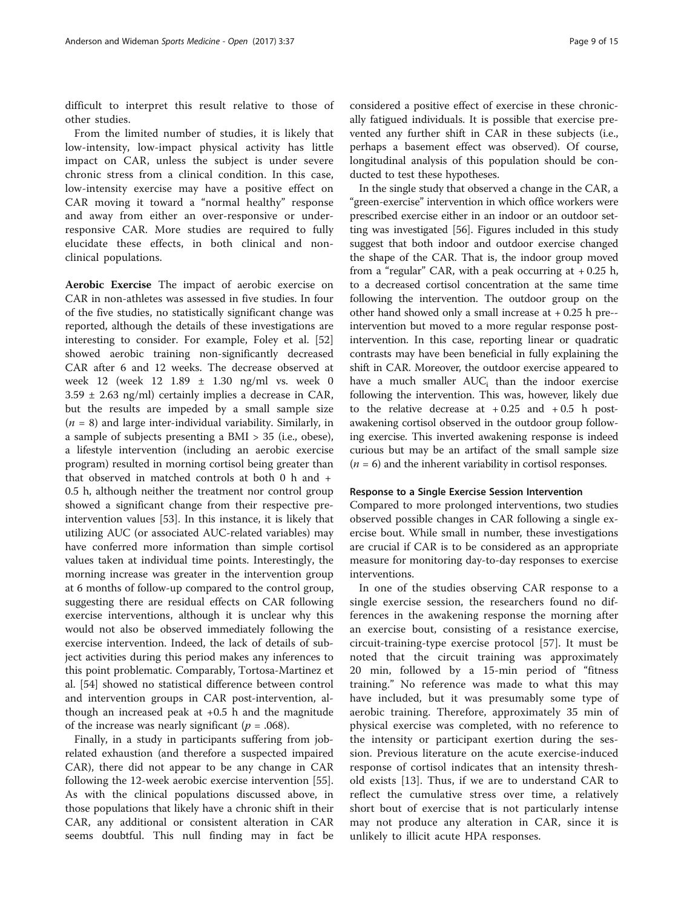difficult to interpret this result relative to those of other studies.

From the limited number of studies, it is likely that low-intensity, low-impact physical activity has little impact on CAR, unless the subject is under severe chronic stress from a clinical condition. In this case, low-intensity exercise may have a positive effect on CAR moving it toward a "normal healthy" response and away from either an over-responsive or under-responsive CAR. More studies are required to fully elucidate these effects, in both clinical and non-clinical populations.

**Aerobic Exercise** The impact of aerobic exercise on CAR in non-athletes was assessed in five studies. In four of the five studies, no statistically significant change was reported, although the details of these investigations are interesting to consider. For example, Foley et al. [52] showed aerobic training non-significantly decreased CAR after 6 and 12 weeks. The decrease observed at week 12 (week 12 1.89 ± 1.30 ng/ml vs. week 0 3.59 ± 2.63 ng/ml) certainly implies a decrease in CAR, but the results are impeded by a small sample size ($n$ = 8) and large inter-individual variability. Similarly, in a sample of subjects presenting a BMI > 35 (i.e., obese), a lifestyle intervention (including an aerobic exercise program) resulted in morning cortisol being greater than that observed in matched controls at both 0 h and + 0.5 h, although neither the treatment nor control group showed a significant change from their respective pre-intervention values [53]. In this instance, it is likely that utilizing AUC (or associated AUC-related variables) may have conferred more information than simple cortisol values taken at individual time points. Interestingly, the morning increase was greater in the intervention group at 6 months of follow-up compared to the control group, suggesting there are residual effects on CAR following exercise interventions, although it is unclear why this would not also be observed immediately following the exercise intervention. Indeed, the lack of details of subject activities during this period makes any inferences to this point problematic. Comparably, Tortosa-Martinez et al. [54] showed no statistical difference between control and intervention groups in CAR post-intervention, although an increased peak at +0.5 h and the magnitude of the increase was nearly significant ($p$ = .068).

Finally, in a study in participants suffering from job-related exhaustion (and therefore a suspected impaired CAR), there did not appear to be any change in CAR following the 12-week aerobic exercise intervention [55]. As with the clinical populations discussed above, in those populations that likely have a chronic shift in their CAR, any additional or consistent alteration in CAR seems doubtful. This null finding may in fact be considered a positive effect of exercise in these chronically fatigued individuals. It is possible that exercise prevented any further shift in CAR in these subjects (i.e., perhaps a basement effect was observed). Of course, longitudinal analysis of this population should be conducted to test these hypotheses.

In the single study that observed a change in the CAR, a "green-exercise" intervention in which office workers were prescribed exercise either in an indoor or an outdoor setting was investigated [56]. Figures included in this study suggest that both indoor and outdoor exercise changed the shape of the CAR. That is, the indoor group moved from a "regular" CAR, with a peak occurring at + 0.25 h, to a decreased cortisol concentration at the same time following the intervention. The outdoor group on the other hand showed only a small increase at + 0.25 h pre-intervention but moved to a more regular response post-intervention. In this case, reporting linear or quadratic contrasts may have been beneficial in fully explaining the shift in CAR. Moreover, the outdoor exercise appeared to have a much smaller $AUC_i$ than the indoor exercise following the intervention. This was, however, likely due to the relative decrease at + 0.25 and + 0.5 h post-awakening cortisol observed in the outdoor group following exercise. This inverted awakening response is indeed curious but may be an artifact of the small sample size ($n$ = 6) and the inherent variability in cortisol responses.

### Response to a Single Exercise Session Intervention

Compared to more prolonged interventions, two studies observed possible changes in CAR following a single exercise bout. While small in number, these investigations are crucial if CAR is to be considered as an appropriate measure for monitoring day-to-day responses to exercise interventions.

In one of the studies observing CAR response to a single exercise session, the researchers found no differences in the awakening response the morning after an exercise bout, consisting of a resistance exercise, circuit-training-type exercise protocol [57]. It must be noted that the circuit training was approximately 20 min, followed by a 15-min period of "fitness training." No reference was made to what this may have included, but it was presumably some type of aerobic training. Therefore, approximately 35 min of physical exercise was completed, with no reference to the intensity or participant exertion during the session. Previous literature on the acute exercise-induced response of cortisol indicates that an intensity threshold exists [13]. Thus, if we are to understand CAR to reflect the cumulative stress over time, a relatively short bout of exercise that is not particularly intense may not produce any alteration in CAR, since it is unlikely to illicit acute HPA responses.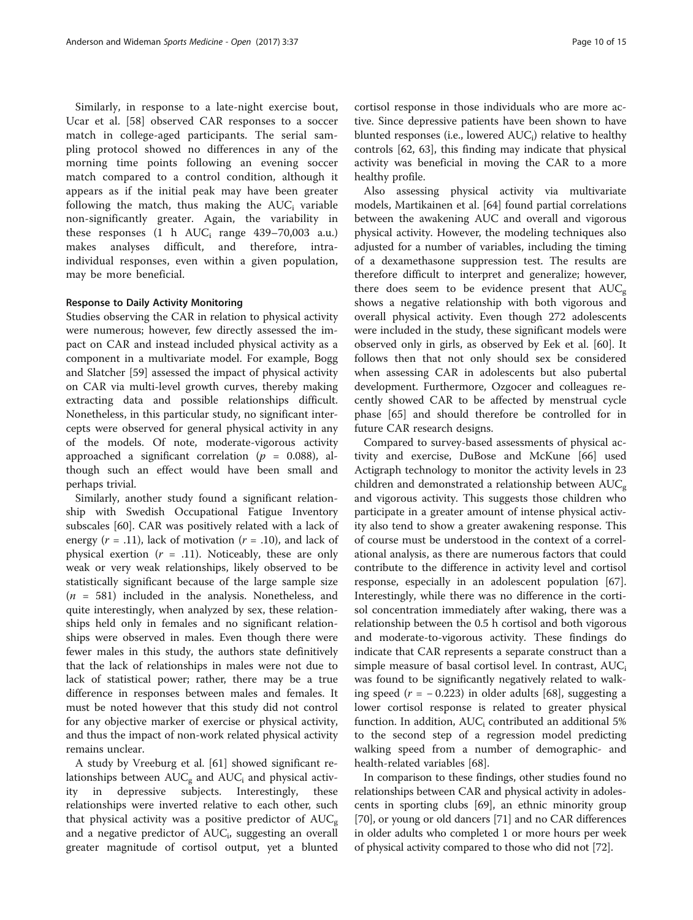Similarly, in response to a late-night exercise bout, Ucar et al. [58] observed CAR responses to a soccer match in college-aged participants. The serial sampling protocol showed no differences in any of the morning time points following an evening soccer match compared to a control condition, although it appears as if the initial peak may have been greater following the match, thus making the $AUC_i$ variable non-significantly greater. Again, the variability in these responses (1 h $AUC_i$ range 439–70,003 a.u.) makes analyses difficult, and therefore, intra-individual responses, even within a given population, may be more beneficial.

#### Response to Daily Activity Monitoring

Studies observing the CAR in relation to physical activity were numerous; however, few directly assessed the impact on CAR and instead included physical activity as a component in a multivariate model. For example, Bogg and Slatcher [59] assessed the impact of physical activity on CAR via multi-level growth curves, thereby making extracting data and possible relationships difficult. Nonetheless, in this particular study, no significant intercepts were observed for general physical activity in any of the models. Of note, moderate-vigorous activity approached a significant correlation ($p$ = 0.088), although such an effect would have been small and perhaps trivial.

Similarly, another study found a significant relationship with Swedish Occupational Fatigue Inventory subscales [60]. CAR was positively related with a lack of energy ($r$ = .11), lack of motivation ($r$ = .10), and lack of physical exertion ($r$ = .11). Noticeably, these are only weak or very weak relationships, likely observed to be statistically significant because of the large sample size ($n$ = 581) included in the analysis. Nonetheless, and quite interestingly, when analyzed by sex, these relationships held only in females and no significant relationships were observed in males. Even though there were fewer males in this study, the authors state definitively that the lack of relationships in males were not due to lack of statistical power; rather, there may be a true difference in responses between males and females. It must be noted however that this study did not control for any objective marker of exercise or physical activity, and thus the impact of non-work related physical activity remains unclear.

A study by Vreeburg et al. [61] showed significant relationships between $AUC_g$ and $AUC_i$ and physical activity in depressive subjects. Interestingly, these relationships were inverted relative to each other, such that physical activity was a positive predictor of $AUC_g$ and a negative predictor of $AUC_i$, suggesting an overall greater magnitude of cortisol output, yet a blunted cortisol response in those individuals who are more active. Since depressive patients have been shown to have blunted responses (i.e., lowered $AUC_i$) relative to healthy controls [62, 63], this finding may indicate that physical activity was beneficial in moving the CAR to a more healthy profile.

Also assessing physical activity via multivariate models, Martikainen et al. [64] found partial correlations between the awakening AUC and overall and vigorous physical activity. However, the modeling techniques also adjusted for a number of variables, including the timing of a dexamethasone suppression test. The results are therefore difficult to interpret and generalize; however, there does seem to be evidence present that $AUC_g$ shows a negative relationship with both vigorous and overall physical activity. Even though 272 adolescents were included in the study, these significant models were observed only in girls, as observed by Eek et al. [60]. It follows then that not only should sex be considered when assessing CAR in adolescents but also pubertal development. Furthermore, Ozgocer and colleagues recently showed CAR to be affected by menstrual cycle phase [65] and should therefore be controlled for in future CAR research designs.

Compared to survey-based assessments of physical activity and exercise, DuBose and McKune [66] used Actigraph technology to monitor the activity levels in 23 children and demonstrated a relationship between $AUC_g$ and vigorous activity. This suggests those children who participate in a greater amount of intense physical activity also tend to show a greater awakening response. This of course must be understood in the context of a correlational analysis, as there are numerous factors that could contribute to the difference in activity level and cortisol response, especially in an adolescent population [67]. Interestingly, while there was no difference in the cortisol concentration immediately after waking, there was a relationship between the 0.5 h cortisol and both vigorous and moderate-to-vigorous activity. These findings do indicate that CAR represents a separate construct than a simple measure of basal cortisol level. In contrast, $AUC_i$ was found to be significantly negatively related to walking speed ($r$ = − 0.223) in older adults [68], suggesting a lower cortisol response is related to greater physical function. In addition, $AUC_i$ contributed an additional 5% to the second step of a regression model predicting walking speed from a number of demographic- and health-related variables [68].

In comparison to these findings, other studies found no relationships between CAR and physical activity in adolescents in sporting clubs [69], an ethnic minority group [70], or young or old dancers [71] and no CAR differences in older adults who completed 1 or more hours per week of physical activity compared to those who did not [72].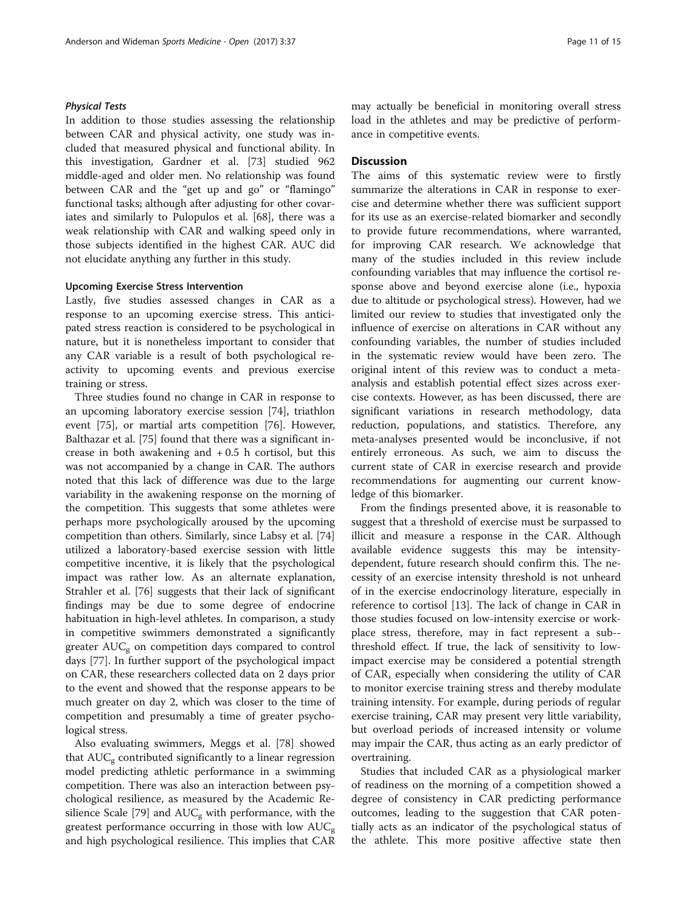#### *Physical Tests*

In addition to those studies assessing the relationship between CAR and physical activity, one study was included that measured physical and functional ability. In this investigation, Gardner et al. [73] studied 962 middle-aged and older men. No relationship was found between CAR and the "get up and go" or "flamingo" functional tasks; although after adjusting for other covariates and similarly to Pulopulos et al. [68], there was a weak relationship with CAR and walking speed only in those subjects identified in the highest CAR. AUC did not elucidate anything any further in this study.

### Upcoming Exercise Stress Intervention

Lastly, five studies assessed changes in CAR as a response to an upcoming exercise stress. This anticipated stress reaction is considered to be psychological in nature, but it is nonetheless important to consider that any CAR variable is a result of both psychological reactivity to upcoming events and previous exercise training or stress.

Three studies found no change in CAR in response to an upcoming laboratory exercise session [74], triathlon event [75], or martial arts competition [76]. However, Balthazar et al. [75] found that there was a significant increase in both awakening and + 0.5 h cortisol, but this was not accompanied by a change in CAR. The authors noted that this lack of difference was due to the large variability in the awakening response on the morning of the competition. This suggests that some athletes were perhaps more psychologically aroused by the upcoming competition than others. Similarly, since Labsy et al. [74] utilized a laboratory-based exercise session with little competitive incentive, it is likely that the psychological impact was rather low. As an alternate explanation, Strahler et al. [76] suggests that their lack of significant findings may be due to some degree of endocrine habituation in high-level athletes. In comparison, a study in competitive swimmers demonstrated a significantly greater $AUC_g$ on competition days compared to control days [77]. In further support of the psychological impact on CAR, these researchers collected data on 2 days prior to the event and showed that the response appears to be much greater on day 2, which was closer to the time of competition and presumably a time of greater psychological stress.

Also evaluating swimmers, Meggs et al. [78] showed that $AUC_g$ contributed significantly to a linear regression model predicting athletic performance in a swimming competition. There was also an interaction between psychological resilience, as measured by the Academic Resilience Scale [79] and $AUC_g$ with performance, with the greatest performance occurring in those with low $AUC_g$ and high psychological resilience. This implies that CAR may actually be beneficial in monitoring overall stress load in the athletes and may be predictive of performance in competitive events.

## Discussion

The aims of this systematic review were to firstly summarize the alterations in CAR in response to exercise and determine whether there was sufficient support for its use as an exercise-related biomarker and secondly to provide future recommendations, where warranted, for improving CAR research. We acknowledge that many of the studies included in this review include confounding variables that may influence the cortisol response above and beyond exercise alone (i.e., hypoxia due to altitude or psychological stress). However, had we limited our review to studies that investigated only the influence of exercise on alterations in CAR without any confounding variables, the number of studies included in the systematic review would have been zero. The original intent of this review was to conduct a meta-analysis and establish potential effect sizes across exercise contexts. However, as has been discussed, there are significant variations in research methodology, data reduction, populations, and statistics. Therefore, any meta-analyses presented would be inconclusive, if not entirely erroneous. As such, we aim to discuss the current state of CAR in exercise research and provide recommendations for augmenting our current knowledge of this biomarker.

From the findings presented above, it is reasonable to suggest that a threshold of exercise must be surpassed to illicit and measure a response in the CAR. Although available evidence suggests this may be intensity-dependent, future research should confirm this. The necessity of an exercise intensity threshold is not unheard of in the exercise endocrinology literature, especially in reference to cortisol [13]. The lack of change in CAR in those studies focused on low-intensity exercise or workplace stress, therefore, may in fact represent a sub--threshold effect. If true, the lack of sensitivity to low-impact exercise may be considered a potential strength of CAR, especially when considering the utility of CAR to monitor exercise training stress and thereby modulate training intensity. For example, during periods of regular exercise training, CAR may present very little variability, but overload periods of increased intensity or volume may impair the CAR, thus acting as an early predictor of overtraining.

Studies that included CAR as a physiological marker of readiness on the morning of a competition showed a degree of consistency in CAR predicting performance outcomes, leading to the suggestion that CAR potentially acts as an indicator of the psychological status of the athlete. This more positive affective state then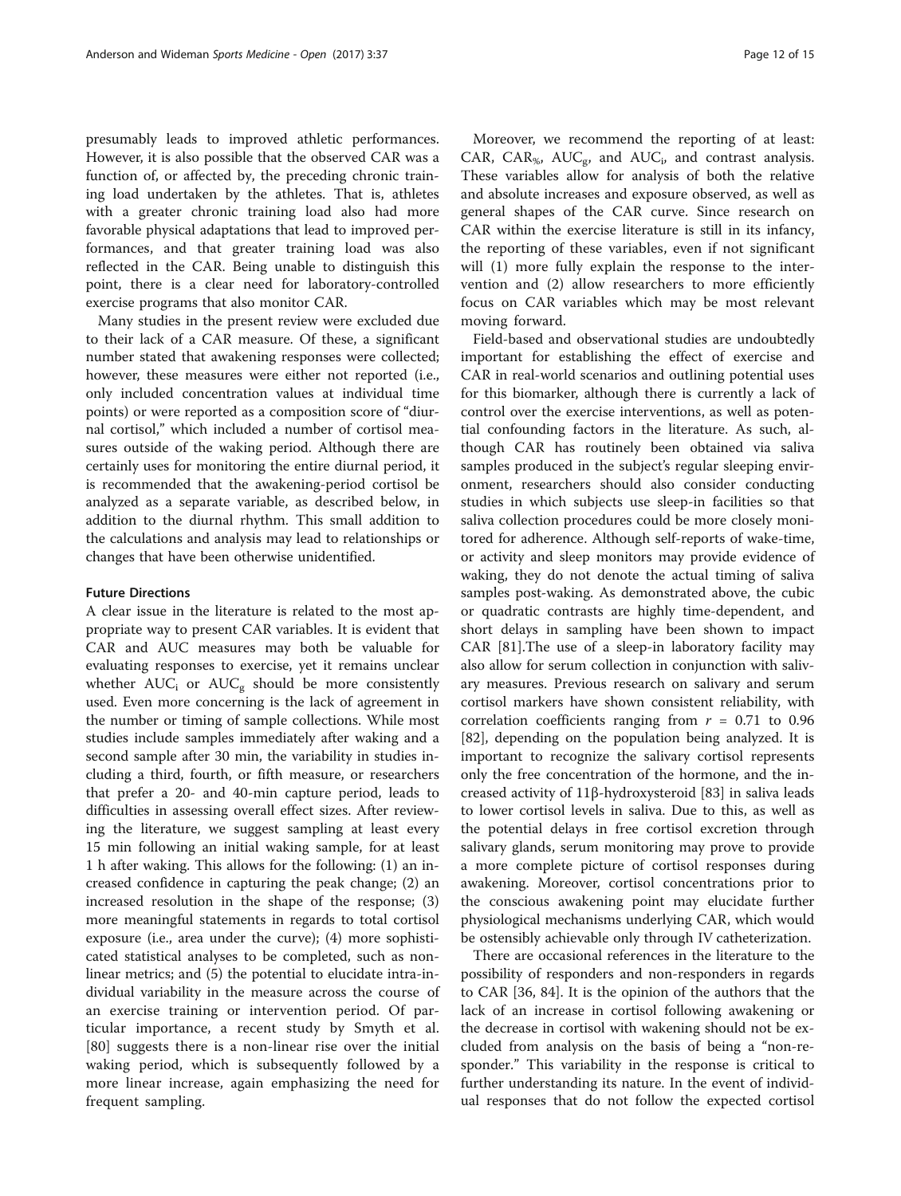presumably leads to improved athletic performances. However, it is also possible that the observed CAR was a function of, or affected by, the preceding chronic training load undertaken by the athletes. That is, athletes with a greater chronic training load also had more favorable physical adaptations that lead to improved performances, and that greater training load was also reflected in the CAR. Being unable to distinguish this point, there is a clear need for laboratory-controlled exercise programs that also monitor CAR.

Many studies in the present review were excluded due to their lack of a CAR measure. Of these, a significant number stated that awakening responses were collected; however, these measures were either not reported (i.e., only included concentration values at individual time points) or were reported as a composition score of "diurnal cortisol," which included a number of cortisol measures outside of the waking period. Although there are certainly uses for monitoring the entire diurnal period, it is recommended that the awakening-period cortisol be analyzed as a separate variable, as described below, in addition to the diurnal rhythm. This small addition to the calculations and analysis may lead to relationships or changes that have been otherwise unidentified.

### Future Directions

A clear issue in the literature is related to the most appropriate way to present CAR variables. It is evident that CAR and AUC measures may both be valuable for evaluating responses to exercise, yet it remains unclear whether $AUC_i$ or $AUC_g$ should be more consistently used. Even more concerning is the lack of agreement in the number or timing of sample collections. While most studies include samples immediately after waking and a second sample after 30 min, the variability in studies including a third, fourth, or fifth measure, or researchers that prefer a 20- and 40-min capture period, leads to difficulties in assessing overall effect sizes. After reviewing the literature, we suggest sampling at least every 15 min following an initial waking sample, for at least 1 h after waking. This allows for the following: (1) an increased confidence in capturing the peak change; (2) an increased resolution in the shape of the response; (3) more meaningful statements in regards to total cortisol exposure (i.e., area under the curve); (4) more sophisticated statistical analyses to be completed, such as nonlinear metrics; and (5) the potential to elucidate intra-individual variability in the measure across the course of an exercise training or intervention period. Of particular importance, a recent study by Smyth et al. [80] suggests there is a non-linear rise over the initial waking period, which is subsequently followed by a more linear increase, again emphasizing the need for frequent sampling.

Moreover, we recommend the reporting of at least: CAR, $CAR_{\%}$, $AUC_g$, and $AUC_i$, and contrast analysis. These variables allow for analysis of both the relative and absolute increases and exposure observed, as well as general shapes of the CAR curve. Since research on CAR within the exercise literature is still in its infancy, the reporting of these variables, even if not significant will (1) more fully explain the response to the intervention and (2) allow researchers to more efficiently focus on CAR variables which may be most relevant moving forward.

Field-based and observational studies are undoubtedly important for establishing the effect of exercise and CAR in real-world scenarios and outlining potential uses for this biomarker, although there is currently a lack of control over the exercise interventions, as well as potential confounding factors in the literature. As such, although CAR has routinely been obtained via saliva samples produced in the subject's regular sleeping environment, researchers should also consider conducting studies in which subjects use sleep-in facilities so that saliva collection procedures could be more closely monitored for adherence. Although self-reports of wake-time, or activity and sleep monitors may provide evidence of waking, they do not denote the actual timing of saliva samples post-waking. As demonstrated above, the cubic or quadratic contrasts are highly time-dependent, and short delays in sampling have been shown to impact CAR [81].The use of a sleep-in laboratory facility may also allow for serum collection in conjunction with salivary measures. Previous research on salivary and serum cortisol markers have shown consistent reliability, with correlation coefficients ranging from $r = 0.71$ to 0.96 [82], depending on the population being analyzed. It is important to recognize the salivary cortisol represents only the free concentration of the hormone, and the increased activity of 11β-hydroxysteroid [83] in saliva leads to lower cortisol levels in saliva. Due to this, as well as the potential delays in free cortisol excretion through salivary glands, serum monitoring may prove to provide a more complete picture of cortisol responses during awakening. Moreover, cortisol concentrations prior to the conscious awakening point may elucidate further physiological mechanisms underlying CAR, which would be ostensibly achievable only through IV catheterization.

There are occasional references in the literature to the possibility of responders and non-responders in regards to CAR [36, 84]. It is the opinion of the authors that the lack of an increase in cortisol following awakening or the decrease in cortisol with wakening should not be excluded from analysis on the basis of being a "non-responder." This variability in the response is critical to further understanding its nature. In the event of individual responses that do not follow the expected cortisol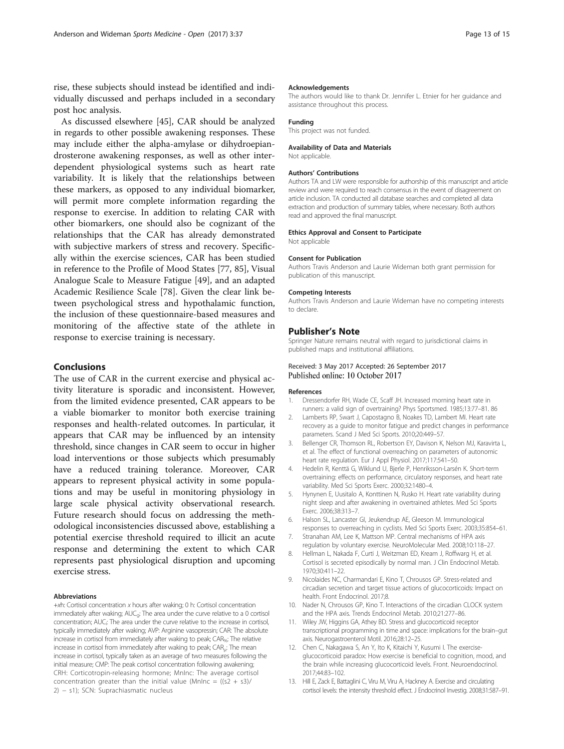rise, these subjects should instead be identified and individually discussed and perhaps included in a secondary post hoc analysis.

As discussed elsewhere [45], CAR should be analyzed in regards to other possible awakening responses. These may include either the alpha-amylase or dihydroepiandrosterone awakening responses, as well as other interdependent physiological systems such as heart rate variability. It is likely that the relationships between these markers, as opposed to any individual biomarker, will permit more complete information regarding the response to exercise. In addition to relating CAR with other biomarkers, one should also be cognizant of the relationships that the CAR has already demonstrated with subjective markers of stress and recovery. Specifically within the exercise sciences, CAR has been studied in reference to the Profile of Mood States [77, 85], Visual Analogue Scale to Measure Fatigue [49], and an adapted Academic Resilience Scale [78]. Given the clear link between psychological stress and hypothalamic function, the inclusion of these questionnaire-based measures and monitoring of the affective state of the athlete in response to exercise training is necessary.

## Conclusions

The use of CAR in the current exercise and physical activity literature is sporadic and inconsistent. However, from the limited evidence presented, CAR appears to be a viable biomarker to monitor both exercise training responses and health-related outcomes. In particular, it appears that CAR may be influenced by an intensity threshold, since changes in CAR seem to occur in higher load interventions or those subjects which presumably have a reduced training tolerance. Moreover, CAR appears to represent physical activity in some populations and may be useful in monitoring physiology in large scale physical activity observational research. Future research should focus on addressing the methodological inconsistencies discussed above, establishing a potential exercise threshold required to illicit an acute response and determining the extent to which CAR represents past physiological disruption and upcoming exercise stress.

#### Abbreviations

+xh: Cortisol concentration *x* hours after waking; 0 h: Cortisol concentration immediately after waking; $AUC_G$: The area under the curve relative to a 0 cortisol concentration; $AUC_I$: The area under the curve relative to the increase in cortisol, typically immediately after waking; AVP: Arginine vasopressin; CAR: The absolute increase in cortisol from immediately after waking to peak; $CAR_\%$: The relative increase in cortisol from immediately after waking to peak; $CAR_\mu$: The mean increase in cortisol, typically taken as an average of two measures following the initial measure; CMP: The peak cortisol concentration following awakening; CRH: Corticotropin-releasing hormone; MnInc: The average cortisol concentration greater than the initial value (MnInc = $((s2 + s3)/2) - s1$); SCN: Suprachiasmatic nucleus

#### Acknowledgements

The authors would like to thank Dr. Jennifer L. Etnier for her guidance and assistance throughout this process.

#### Funding

This project was not funded.

#### Availability of Data and Materials

Not applicable.

#### Authors' Contributions

Authors TA and LW were responsible for authorship of this manuscript and article review and were required to reach consensus in the event of disagreement on article inclusion. TA conducted all database searches and completed all data extraction and production of summary tables, where necessary. Both authors read and approved the final manuscript.

#### Ethics Approval and Consent to Participate

Not applicable

#### Consent for Publication

Authors Travis Anderson and Laurie Wideman both grant permission for publication of this manuscript.

#### Competing Interests

Authors Travis Anderson and Laurie Wideman have no competing interests to declare.

## Publisher's Note

Springer Nature remains neutral with regard to jurisdictional claims in published maps and institutional affiliations.

Received: 3 May 2017 Accepted: 26 September 2017
Published online: 10 October 2017

#### References

1. Dressendorfer RH, Wade CE, Scaff JH. Increased morning heart rate in runners: a valid sign of overtraining? Phys Sportsmed. 1985;13:77–81. 86
2. Lamberts RP, Swart J, Capostagno B, Noakes TD, Lambert MI. Heart rate recovery as a guide to monitor fatigue and predict changes in performance parameters. Scand J Med Sci Sports. 2010;20:449–57.
3. Bellenger CR, Thomson RL, Robertson EY, Davison K, Nelson MJ, Karavirta L, et al. The effect of functional overreaching on parameters of autonomic heart rate regulation. Eur J Appl Physiol. 2017;117:541–50.
4. Hedelin R, Kenttä G, Wiklund U, Bjerle P, Henriksson-Larsén K. Short-term overtraining: effects on performance, circulatory responses, and heart rate variability. Med Sci Sports Exerc. 2000;32:1480–4.
5. Hynynen E, Uusitalo A, Konttinen N, Rusko H. Heart rate variability during night sleep and after awakening in overtrained athletes. Med Sci Sports Exerc. 2006;38:313–7.
6. Halson SL, Lancaster GI, Jeukendrup AE, Gleeson M. Immunological responses to overreaching in cyclists. Med Sci Sports Exerc. 2003;35:854–61.
7. Stranahan AM, Lee K, Mattson MP. Central mechanisms of HPA axis regulation by voluntary exercise. NeuroMolecular Med. 2008;10:118–27.
8. Hellman L, Nakada F, Curti J, Weitzman ED, Kream J, Roffwarg H, et al. Cortisol is secreted episodically by normal man. J Clin Endocrinol Metab. 1970;30:411–22.
9. Nicolaides NC, Charmandari E, Kino T, Chrousos GP. Stress-related and circadian secretion and target tissue actions of glucocorticoids: Impact on health. Front Endocrinol. 2017;8.
10. Nader N, Chrousos GP, Kino T. Interactions of the circadian CLOCK system and the HPA axis. Trends Endocrinol Metab. 2010;21:277–86.
11. Wiley JW, Higgins GA, Athey BD. Stress and glucocorticoid receptor transcriptional programming in time and space: implications for the brain–gut axis. Neurogastroenterol Motil. 2016;28:12–25.
12. Chen C, Nakagawa S, An Y, Ito K, Kitaichi Y, Kusumi I. The exercise-glucocorticoid paradox: How exercise is beneficial to cognition, mood, and the brain while increasing glucocorticoid levels. Front. Neuroendocrinol. 2017;44:83–102.
13. Hill E, Zack E, Battaglini C, Viru M, Viru A, Hackney A. Exercise and circulating cortisol levels: the intensity threshold effect. J Endocrinol Investig. 2008;31:587–91.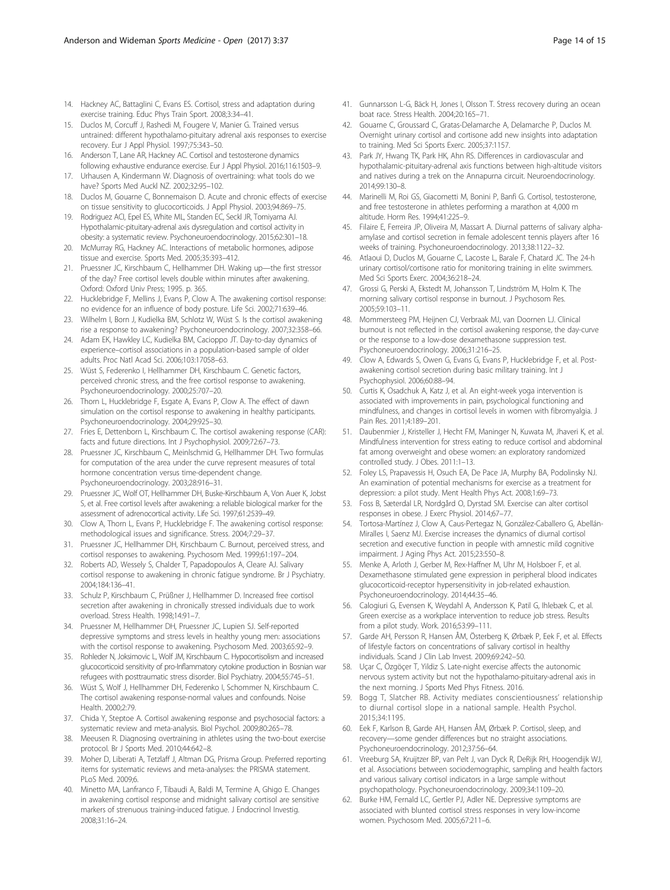14. Hackney AC, Battaglini C, Evans ES. Cortisol, stress and adaptation during exercise training. Educ Phys Train Sport. 2008;3:34–41.
15. Duclos M, Corcuff J, Rashedi M, Fougere V, Manier G. Trained versus untrained: different hypothalamo-pituitary adrenal axis responses to exercise recovery. Eur J Appl Physiol. 1997;75:343–50.
16. Anderson T, Lane AR, Hackney AC. Cortisol and testosterone dynamics following exhaustive endurance exercise. Eur J Appl Physiol. 2016;116:1503–9.
17. Urhausen A, Kindermann W. Diagnosis of overtraining: what tools do we have? Sports Med Auckl NZ. 2002;32:95–102.
18. Duclos M, Gouarne C, Bonnemaison D. Acute and chronic effects of exercise on tissue sensitivity to glucocorticoids. J Appl Physiol. 2003;94:869–75.
19. Rodriguez ACI, Epel ES, White ML, Standen EC, Seckl JR, Tomiyama AJ. Hypothalamic-pituitary-adrenal axis dysregulation and cortisol activity in obesity: a systematic review. Psychoneuroendocrinology. 2015;62:301–18.
20. McMurray RG, Hackney AC. Interactions of metabolic hormones, adipose tissue and exercise. Sports Med. 2005;35:393–412.
21. Pruessner JC, Kirschbaum C, Hellhammer DH. Waking up—the first stressor of the day? Free cortisol levels double within minutes after awakening. Oxford: Oxford Univ Press; 1995. p. 365.
22. Hucklebridge F, Mellins J, Evans P, Clow A. The awakening cortisol response: no evidence for an influence of body posture. Life Sci. 2002;71:639–46.
23. Wilhelm I, Born J, Kudielka BM, Schlotz W, Wüst S. Is the cortisol awakening rise a response to awakening? Psychoneuroendocrinology. 2007;32:358–66.
24. Adam EK, Hawkley LC, Kudielka BM, Cacioppo JT. Day-to-day dynamics of experience–cortisol associations in a population-based sample of older adults. Proc Natl Acad Sci. 2006;103:17058–63.
25. Wüst S, Federenko I, Hellhammer DH, Kirschbaum C. Genetic factors, perceived chronic stress, and the free cortisol response to awakening. Psychoneuroendocrinology. 2000;25:707–20.
26. Thorn L, Hucklebridge F, Esgate A, Evans P, Clow A. The effect of dawn simulation on the cortisol response to awakening in healthy participants. Psychoneuroendocrinology. 2004;29:925–30.
27. Fries E, Dettenborn L, Kirschbaum C. The cortisol awakening response (CAR): facts and future directions. Int J Psychophysiol. 2009;72:67–73.
28. Pruessner JC, Kirschbaum C, Meinlschmid G, Hellhammer DH. Two formulas for computation of the area under the curve represent measures of total hormone concentration versus time-dependent change. Psychoneuroendocrinology. 2003;28:916–31.
29. Pruessner JC, Wolf OT, Hellhammer DH, Buske-Kirschbaum A, Von Auer K, Jobst S, et al. Free cortisol levels after awakening: a reliable biological marker for the assessment of adrenocortical activity. Life Sci. 1997;61:2539–49.
30. Clow A, Thorn L, Evans P, Hucklebridge F. The awakening cortisol response: methodological issues and significance. Stress. 2004;7:29–37.
31. Pruessner JC, Hellhammer DH, Kirschbaum C. Burnout, perceived stress, and cortisol responses to awakening. Psychosom Med. 1999;61:197–204.
32. Roberts AD, Wessely S, Chalder T, Papadopoulos A, Cleare AJ. Salivary cortisol response to awakening in chronic fatigue syndrome. Br J Psychiatry. 2004;184:136–41.
33. Schulz P, Kirschbaum C, Prüßner J, Hellhammer D. Increased free cortisol secretion after awakening in chronically stressed individuals due to work overload. Stress Health. 1998;14:91–7.
34. Pruessner M, Hellhammer DH, Pruessner JC, Lupien SJ. Self-reported depressive symptoms and stress levels in healthy young men: associations with the cortisol response to awakening. Psychosom Med. 2003;65:92–9.
35. Rohleder N, Joksimovic L, Wolf JM, Kirschbaum C. Hypocortisolism and increased glucocorticoid sensitivity of pro-Inflammatory cytokine production in Bosnian war refugees with posttraumatic stress disorder. Biol Psychiatry. 2004;55:745–51.
36. Wüst S, Wolf J, Hellhammer DH, Federenko I, Schommer N, Kirschbaum C. The cortisol awakening response-normal values and confounds. Noise Health. 2000;2:79.
37. Chida Y, Steptoe A. Cortisol awakening response and psychosocial factors: a systematic review and meta-analysis. Biol Psychol. 2009;80:265–78.
38. Meeusen R. Diagnosing overtraining in athletes using the two-bout exercise protocol. Br J Sports Med. 2010;44:642–8.
39. Moher D, Liberati A, Tetzlaff J, Altman DG, Prisma Group. Preferred reporting items for systematic reviews and meta-analyses: the PRISMA statement. PLoS Med. 2009;6.
40. Minetto MA, Lanfranco F, Tibaudi A, Baldi M, Termine A, Ghigo E. Changes in awakening cortisol response and midnight salivary cortisol are sensitive markers of strenuous training-induced fatigue. J Endocrinol Investig. 2008;31:16–24.
41. Gunnarsson L-G, Bäck H, Jones I, Olsson T. Stress recovery during an ocean boat race. Stress Health. 2004;20:165–71.
42. Gouarne C, Groussard C, Gratas-Delamarche A, Delamarche P, Duclos M. Overnight urinary cortisol and cortisone add new insights into adaptation to training. Med Sci Sports Exerc. 2005;37:1157.
43. Park JY, Hwang TK, Park HK, Ahn RS. Differences in cardiovascular and hypothalamic-pituitary-adrenal axis functions between high-altitude visitors and natives during a trek on the Annapurna circuit. Neuroendocrinology. 2014;99:130–8.
44. Marinelli M, Roi GS, Giacometti M, Bonini P, Banfi G. Cortisol, testosterone, and free testosterone in athletes performing a marathon at 4,000 m altitude. Horm Res. 1994;41:225–9.
45. Filaire E, Ferreira JP, Oliveira M, Massart A. Diurnal patterns of salivary alpha-amylase and cortisol secretion in female adolescent tennis players after 16 weeks of training. Psychoneuroendocrinology. 2013;38:1122–32.
46. Atlaoui D, Duclos M, Gouarne C, Lacoste L, Barale F, Chatard JC. The 24-h urinary cortisol/cortisone ratio for monitoring training in elite swimmers. Med Sci Sports Exerc. 2004;36:218–24.
47. Grossi G, Perski A, Ekstedt M, Johansson T, Lindström M, Holm K. The morning salivary cortisol response in burnout. J Psychosom Res. 2005;59:103–11.
48. Mommersteeg PM, Heijnen CJ, Verbraak MJ, van Doornen LJ. Clinical burnout is not reflected in the cortisol awakening response, the day-curve or the response to a low-dose dexamethasone suppression test. Psychoneuroendocrinology. 2006;31:216–25.
49. Clow A, Edwards S, Owen G, Evans G, Evans P, Hucklebridge F, et al. Post-awakening cortisol secretion during basic military training. Int J Psychophysiol. 2006;60:88–94.
50. Curtis K, Osadchuk A, Katz J, et al. An eight-week yoga intervention is associated with improvements in pain, psychological functioning and mindfulness, and changes in cortisol levels in women with fibromyalgia. J Pain Res. 2011;4:189–201.
51. Daubenmier J, Kristeller J, Hecht FM, Maninger N, Kuwata M, Jhaveri K, et al. Mindfulness intervention for stress eating to reduce cortisol and abdominal fat among overweight and obese women: an exploratory randomized controlled study. J Obes. 2011:1–13.
52. Foley LS, Prapavessis H, Osuch EA, De Pace JA, Murphy BA, Podolinsky NJ. An examination of potential mechanisms for exercise as a treatment for depression: a pilot study. Ment Health Phys Act. 2008;1:69–73.
53. Foss B, Sæterdal LR, Nordgård O, Dyrstad SM. Exercise can alter cortisol responses in obese. J Exerc Physiol. 2014;67–77.
54. Tortosa-Martínez J, Clow A, Caus-Pertegaz N, González-Caballero G, Abellán-Miralles I, Saenz MJ. Exercise increases the dynamics of diurnal cortisol secretion and executive function in people with amnestic mild cognitive impairment. J Aging Phys Act. 2015;23:550–8.
55. Menke A, Arloth J, Gerber M, Rex-Haffner M, Uhr M, Holsboer F, et al. Dexamethasone stimulated gene expression in peripheral blood indicates glucocorticoid-receptor hypersensitivity in job-related exhaustion. Psychoneuroendocrinology. 2014;44:35–46.
56. Calogiuri G, Evensen K, Weydahl A, Andersson K, Patil G, Ihlebæk C, et al. Green exercise as a workplace intervention to reduce job stress. Results from a pilot study. Work. 2016;53:99–111.
57. Garde AH, Persson R, Hansen ÅM, Österberg K, Ørbæk P, Eek F, et al. Effects of lifestyle factors on concentrations of salivary cortisol in healthy individuals. Scand J Clin Lab Invest. 2009;69:242–50.
58. Uçar C, Özgöçer T, Yildiz S. Late-night exercise affects the autonomic nervous system activity but not the hypothalamo-pituitary-adrenal axis in the next morning. J Sports Med Phys Fitness. 2016.
59. Bogg T, Slatcher RB. Activity mediates conscientiousness' relationship to diurnal cortisol slope in a national sample. Health Psychol. 2015;34:1195.
60. Eek F, Karlson B, Garde AH, Hansen ÅM, Ørbæk P. Cortisol, sleep, and recovery—some gender differences but no straight associations. Psychoneuroendocrinology. 2012;37:56–64.
61. Vreeburg SA, Kruijtzer BP, van Pelt J, van Dyck R, DeRijk RH, Hoogendijk WJ, et al. Associations between sociodemographic, sampling and health factors and various salivary cortisol indicators in a large sample without psychopathology. Psychoneuroendocrinology. 2009;34:1109–20.
62. Burke HM, Fernald LC, Gertler PJ, Adler NE. Depressive symptoms are associated with blunted cortisol stress responses in very low-income women. Psychosom Med. 2005;67:211–6.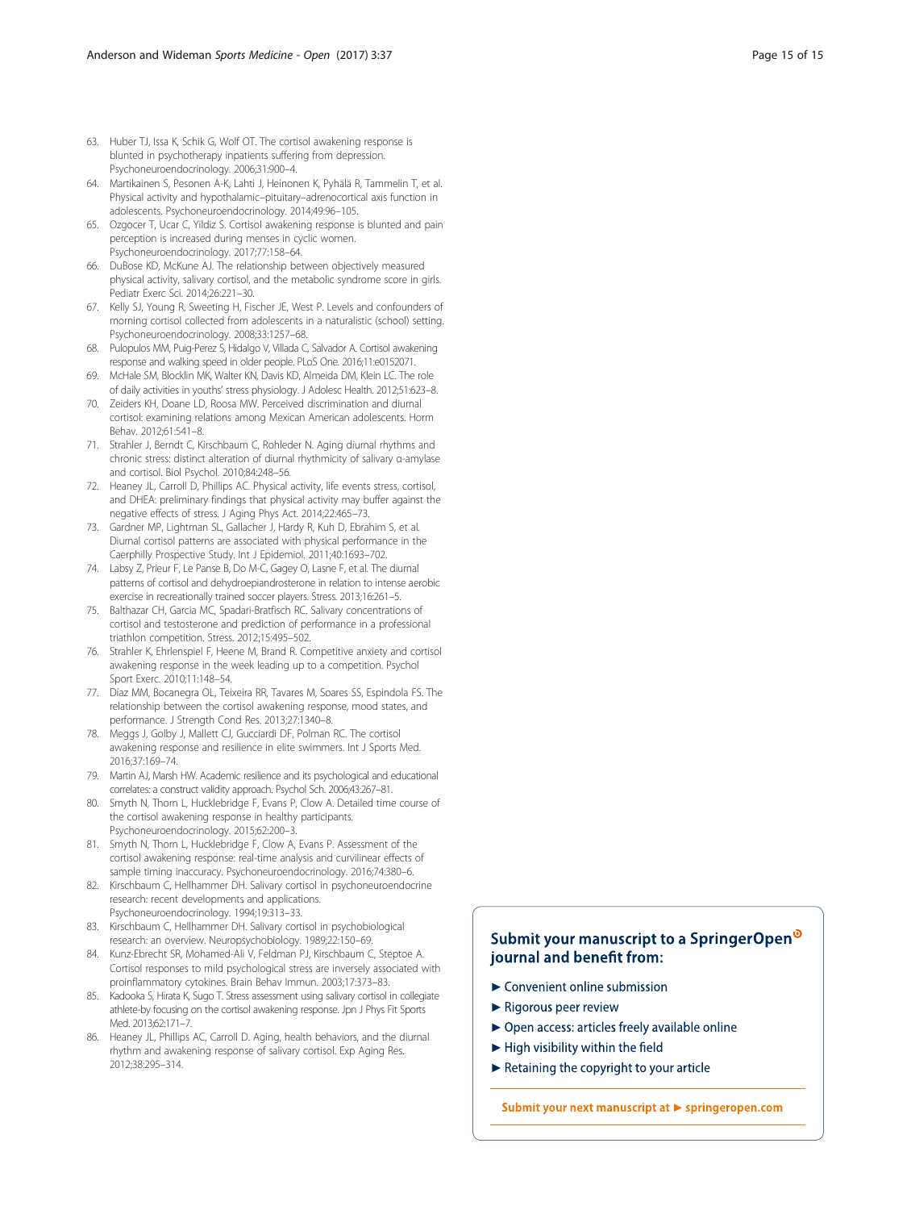63. Huber TJ, Issa K, Schik G, Wolf OT. The cortisol awakening response is blunted in psychotherapy inpatients suffering from depression. Psychoneuroendocrinology. 2006;31:900–4.
64. Martikainen S, Pesonen A-K, Lahti J, Heinonen K, Pyhälä R, Tammelin T, et al. Physical activity and hypothalamic–pituitary–adrenocortical axis function in adolescents. Psychoneuroendocrinology. 2014;49:96–105.
65. Ozgocer T, Ucar C, Yildiz S. Cortisol awakening response is blunted and pain perception is increased during menses in cyclic women. Psychoneuroendocrinology. 2017;77:158–64.
66. DuBose KD, McKune AJ. The relationship between objectively measured physical activity, salivary cortisol, and the metabolic syndrome score in girls. Pediatr Exerc Sci. 2014;26:221–30.
67. Kelly SJ, Young R, Sweeting H, Fischer JE, West P. Levels and confounders of morning cortisol collected from adolescents in a naturalistic (school) setting. Psychoneuroendocrinology. 2008;33:1257–68.
68. Pulopulos MM, Puig-Perez S, Hidalgo V, Villada C, Salvador A. Cortisol awakening response and walking speed in older people. PLoS One. 2016;11:e0152071.
69. McHale SM, Blocklin MK, Walter KN, Davis KD, Almeida DM, Klein LC. The role of daily activities in youths' stress physiology. J Adolesc Health. 2012;51:623–8.
70. Zeiders KH, Doane LD, Roosa MW. Perceived discrimination and diurnal cortisol: examining relations among Mexican American adolescents. Horm Behav. 2012;61:541–8.
71. Strahler J, Berndt C, Kirschbaum C, Rohleder N. Aging diurnal rhythms and chronic stress: distinct alteration of diurnal rhythmicity of salivary α-amylase and cortisol. Biol Psychol. 2010;84:248–56.
72. Heaney JL, Carroll D, Phillips AC. Physical activity, life events stress, cortisol, and DHEA: preliminary findings that physical activity may buffer against the negative effects of stress. J Aging Phys Act. 2014;22:465–73.
73. Gardner MP, Lightman SL, Gallacher J, Hardy R, Kuh D, Ebrahim S, et al. Diurnal cortisol patterns are associated with physical performance in the Caerphilly Prospective Study. Int J Epidemiol. 2011;40:1693–702.
74. Labsy Z, Prieur F, Le Panse B, Do M-C, Gagey O, Lasne F, et al. The diurnal patterns of cortisol and dehydroepiandrosterone in relation to intense aerobic exercise in recreationally trained soccer players. Stress. 2013;16:261–5.
75. Balthazar CH, Garcia MC, Spadari-Bratfisch RC. Salivary concentrations of cortisol and testosterone and prediction of performance in a professional triathlon competition. Stress. 2012;15:495–502.
76. Strahler K, Ehrlenspiel F, Heene M, Brand R. Competitive anxiety and cortisol awakening response in the week leading up to a competition. Psychol Sport Exerc. 2010;11:148–54.
77. Díaz MM, Bocanegra OL, Teixeira RR, Tavares M, Soares SS, Espindola FS. The relationship between the cortisol awakening response, mood states, and performance. J Strength Cond Res. 2013;27:1340–8.
78. Meggs J, Golby J, Mallett CJ, Gucciardi DF, Polman RC. The cortisol awakening response and resilience in elite swimmers. Int J Sports Med. 2016;37:169–74.
79. Martin AJ, Marsh HW. Academic resilience and its psychological and educational correlates: a construct validity approach. Psychol Sch. 2006;43:267–81.
80. Smyth N, Thorn L, Hucklebridge F, Evans P, Clow A. Detailed time course of the cortisol awakening response in healthy participants. Psychoneuroendocrinology. 2015;62:200–3.
81. Smyth N, Thorn L, Hucklebridge F, Clow A, Evans P. Assessment of the cortisol awakening response: real-time analysis and curvilinear effects of sample timing inaccuracy. Psychoneuroendocrinology. 2016;74:380–6.
82. Kirschbaum C, Hellhammer DH. Salivary cortisol in psychoneuroendocrine research: recent developments and applications. Psychoneuroendocrinology. 1994;19:313–33.
83. Kirschbaum C, Hellhammer DH. Salivary cortisol in psychobiological research: an overview. Neuropsychobiology. 1989;22:150–69.
84. Kunz-Ebrecht SR, Mohamed-Ali V, Feldman PJ, Kirschbaum C, Steptoe A. Cortisol responses to mild psychological stress are inversely associated with proinflammatory cytokines. Brain Behav Immun. 2003;17:373–83.
85. Kadooka S, Hirata K, Sugo T. Stress assessment using salivary cortisol in collegiate athlete-by focusing on the cortisol awakening response. Jpn J Phys Fit Sports Med. 2013;62:171–7.
86. Heaney JL, Phillips AC, Carroll D. Aging, health behaviors, and the diurnal rhythm and awakening response of salivary cortisol. Exp Aging Res. 2012;38:295–314.

**Submit your manuscript to a SpringerOpen journal and benefit from:**

- ► Convenient online submission
- ► Rigorous peer review
- ► Open access: articles freely available online
- ► High visibility within the field
- ► Retaining the copyright to your article

**Submit your next manuscript at ► springeropen.com**